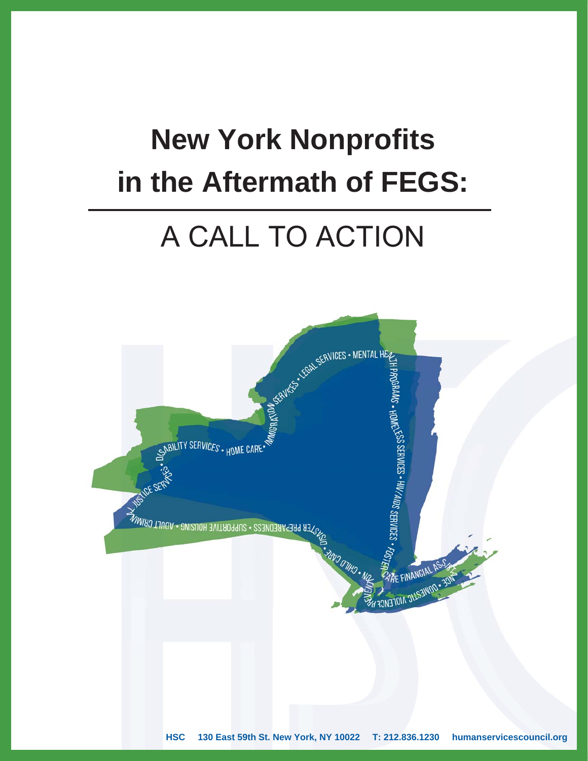# New York Nonprofits in the Aftermath of FEGS:

## A CALL TO ACTION

HSC 130 East 59th St. New York, NY 10022 T: 212.836.1230 humanservicescouncil.org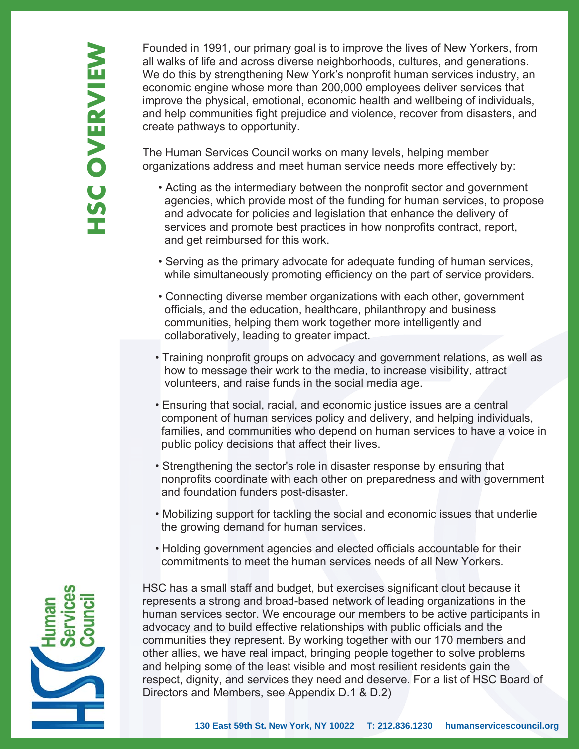# HSC OVERVIEW

Founded in 1991, our primary goal is to improve the lives of New Yorkers, from all walks of life and across diverse neighborhoods, cultures, and generations. We do this by strengthening New York's nonprofit human services industry, an economic engine whose more than 200,000 employees deliver services that improve the physical, emotional, economic health and wellbeing of individuals, and help communities fight prejudice and violence, recover from disasters, and create pathways to opportunity.

The Human Services Council works on many levels, helping member organizations address and meet human service needs more effectively by:

- Acting as the intermediary between the nonprofit sector and government agencies, which provide most of the funding for human services, to propose and advocate for policies and legislation that enhance the delivery of services and promote best practices in how nonprofits contract, report, and get reimbursed for this work.
- Serving as the primary advocate for adequate funding of human services, while simultaneously promoting efficiency on the part of service providers.
- Connecting diverse member organizations with each other, government officials, and the education, healthcare, philanthropy and business communities, helping them work together more intelligently and collaboratively, leading to greater impact.
- Training nonprofit groups on advocacy and government relations, as well as how to message their work to the media, to increase visibility, attract volunteers, and raise funds in the social media age.
- Ensuring that social, racial, and economic justice issues are a central component of human services policy and delivery, and helping individuals, families, and communities who depend on human services to have a voice in public policy decisions that affect their lives.
- Strengthening the sector's role in disaster response by ensuring that nonprofits coordinate with each other on preparedness and with government and foundation funders post-disaster.
- Mobilizing support for tackling the social and economic issues that underlie the growing demand for human services.
- Holding government agencies and elected officials accountable for their commitments to meet the human services needs of all New Yorkers.

HSC has a small staff and budget, but exercises significant clout because it represents a strong and broad-based network of leading organizations in the human services sector. We encourage our members to be active participants in advocacy and to build effective relationships with public officials and the communities they represent. By working together with our 170 members and other allies, we have real impact, bringing people together to solve problems and helping some of the least visible and most resilient residents gain the respect, dignity, and services they need and deserve. For a list of HSC Board of Directors and Members, see Appendix D.1 & D.2)

Human Services Council

**130 East 59th St. New York, NY 10022 T: 212.836.1230 humanservicescouncil.org**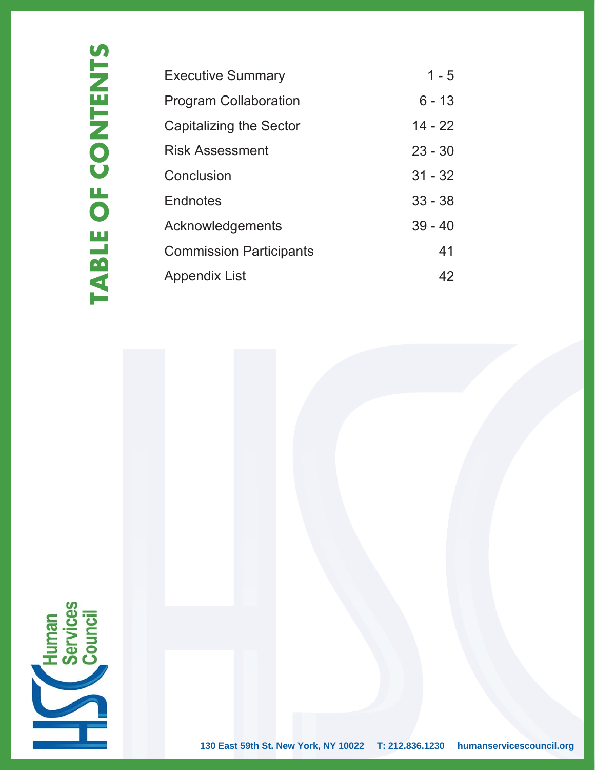# TABLE OF CONTENTS

| | |
|---|---|
| Executive Summary | 1 - 5 |
| Program Collaboration | 6 - 13 |
| Capitalizing the Sector | 14 - 22 |
| Risk Assessment | 23 - 30 |
| Conclusion | 31 - 32 |
| Endnotes | 33 - 38 |
| Acknowledgements | 39 - 40 |
| Commission Participants | 41 |
| Appendix List | 42 |

Human Services Council

130 East 59th St. New York, NY 10022 T: 212.836.1230 humanservicescouncil.org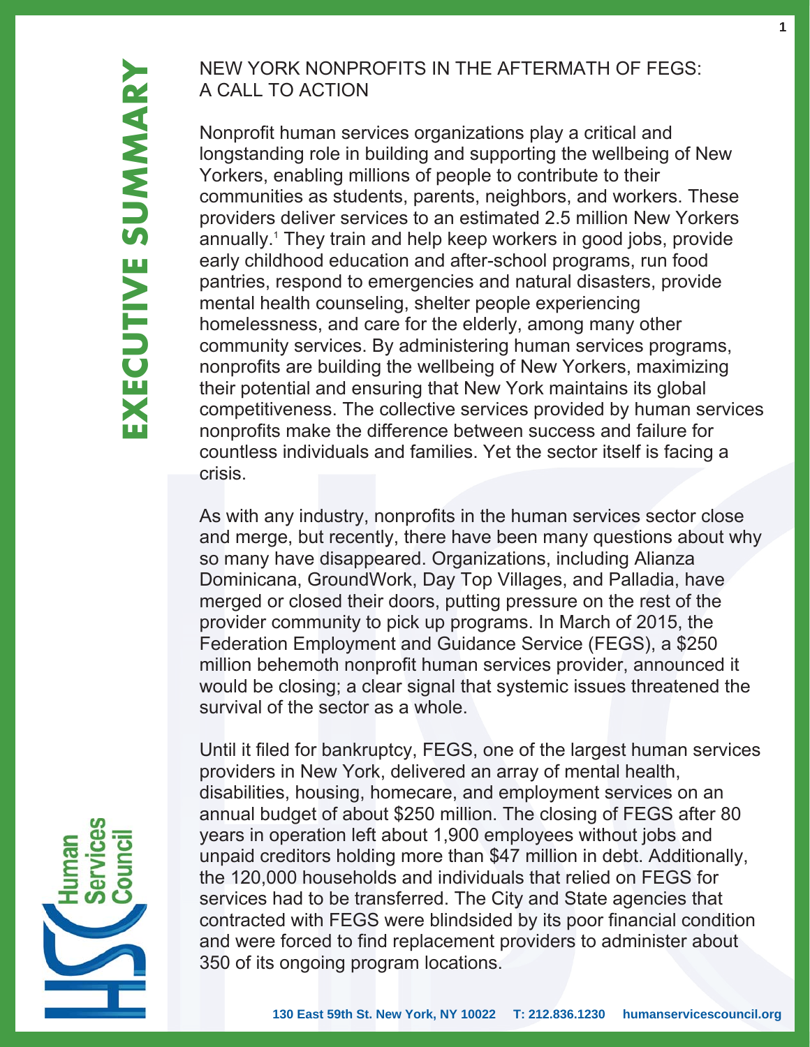# EXECUTIVE SUMMARY

## NEW YORK NONPROFITS IN THE AFTERMATH OF FEGS: A CALL TO ACTION

Nonprofit human services organizations play a critical and longstanding role in building and supporting the wellbeing of New Yorkers, enabling millions of people to contribute to their communities as students, parents, neighbors, and workers. These providers deliver services to an estimated 2.5 million New Yorkers annually.[1] They train and help keep workers in good jobs, provide early childhood education and after-school programs, run food pantries, respond to emergencies and natural disasters, provide mental health counseling, shelter people experiencing homelessness, and care for the elderly, among many other community services. By administering human services programs, nonprofits are building the wellbeing of New Yorkers, maximizing their potential and ensuring that New York maintains its global competitiveness. The collective services provided by human services nonprofits make the difference between success and failure for countless individuals and families. Yet the sector itself is facing a crisis.

As with any industry, nonprofits in the human services sector close and merge, but recently, there have been many questions about why so many have disappeared. Organizations, including Alianza Dominicana, GroundWork, Day Top Villages, and Palladia, have merged or closed their doors, putting pressure on the rest of the provider community to pick up programs. In March of 2015, the Federation Employment and Guidance Service (FEGS), a $250 million behemoth nonprofit human services provider, announced it would be closing; a clear signal that systemic issues threatened the survival of the sector as a whole.

Until it filed for bankruptcy, FEGS, one of the largest human services providers in New York, delivered an array of mental health, disabilities, housing, homecare, and employment services on an annual budget of about $250 million. The closing of FEGS after 80 years in operation left about 1,900 employees without jobs and unpaid creditors holding more than $47 million in debt. Additionally, the 120,000 households and individuals that relied on FEGS for services had to be transferred. The City and State agencies that contracted with FEGS were blindsided by its poor financial condition and were forced to find replacement providers to administer about 350 of its ongoing program locations.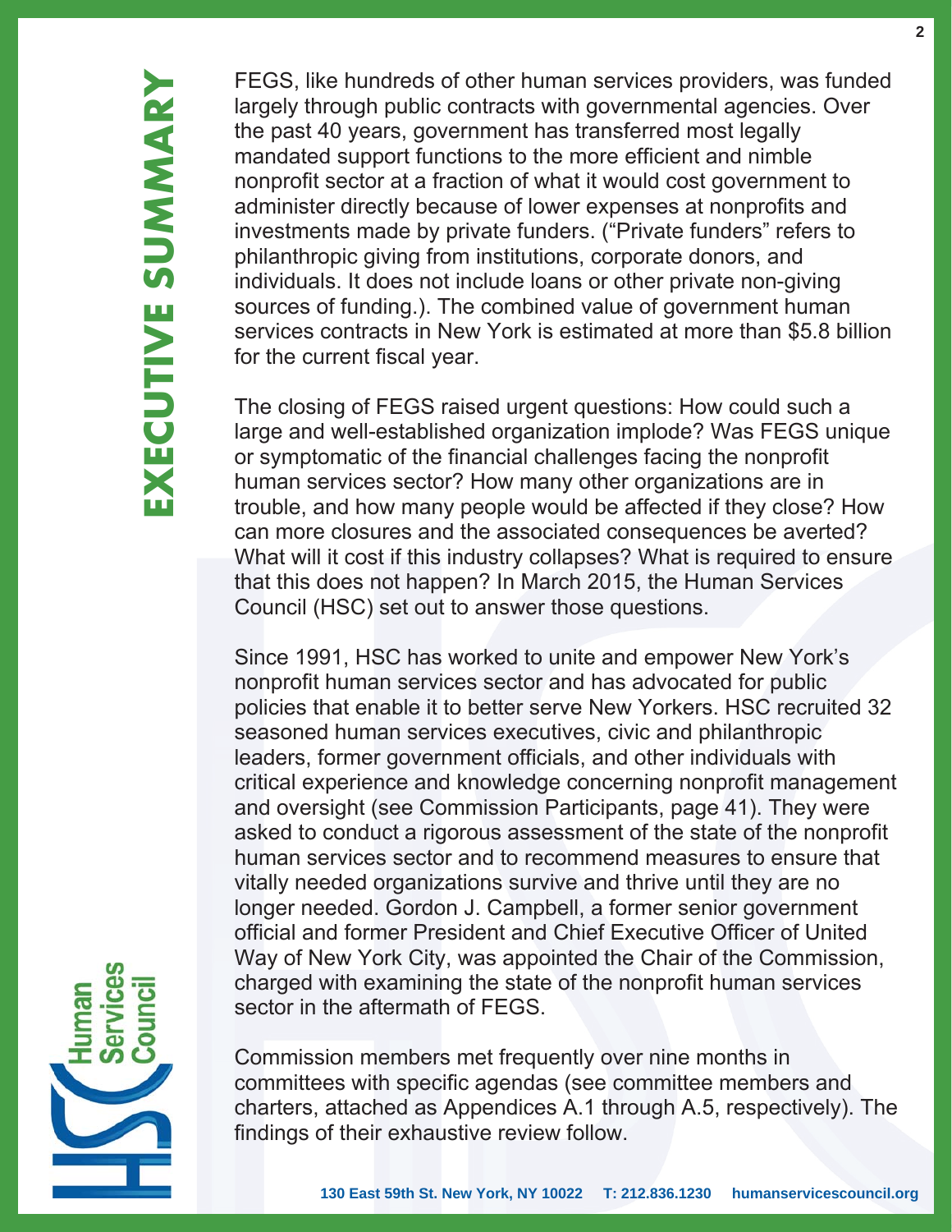FEGS, like hundreds of other human services providers, was funded largely through public contracts with governmental agencies. Over the past 40 years, government has transferred most legally mandated support functions to the more efficient and nimble nonprofit sector at a fraction of what it would cost government to administer directly because of lower expenses at nonprofits and investments made by private funders. ("Private funders" refers to philanthropic giving from institutions, corporate donors, and individuals. It does not include loans or other private non-giving sources of funding.). The combined value of government human services contracts in New York is estimated at more than $5.8 billion for the current fiscal year.

The closing of FEGS raised urgent questions: How could such a large and well-established organization implode? Was FEGS unique or symptomatic of the financial challenges facing the nonprofit human services sector? How many other organizations are in trouble, and how many people would be affected if they close? How can more closures and the associated consequences be averted? What will it cost if this industry collapses? What is required to ensure that this does not happen? In March 2015, the Human Services Council (HSC) set out to answer those questions.

Since 1991, HSC has worked to unite and empower New York's nonprofit human services sector and has advocated for public policies that enable it to better serve New Yorkers. HSC recruited 32 seasoned human services executives, civic and philanthropic leaders, former government officials, and other individuals with critical experience and knowledge concerning nonprofit management and oversight (see Commission Participants, page 41). They were asked to conduct a rigorous assessment of the state of the nonprofit human services sector and to recommend measures to ensure that vitally needed organizations survive and thrive until they are no longer needed. Gordon J. Campbell, a former senior government official and former President and Chief Executive Officer of United Way of New York City, was appointed the Chair of the Commission, charged with examining the state of the nonprofit human services sector in the aftermath of FEGS.

Commission members met frequently over nine months in committees with specific agendas (see committee members and charters, attached as Appendices A.1 through A.5, respectively). The findings of their exhaustive review follow.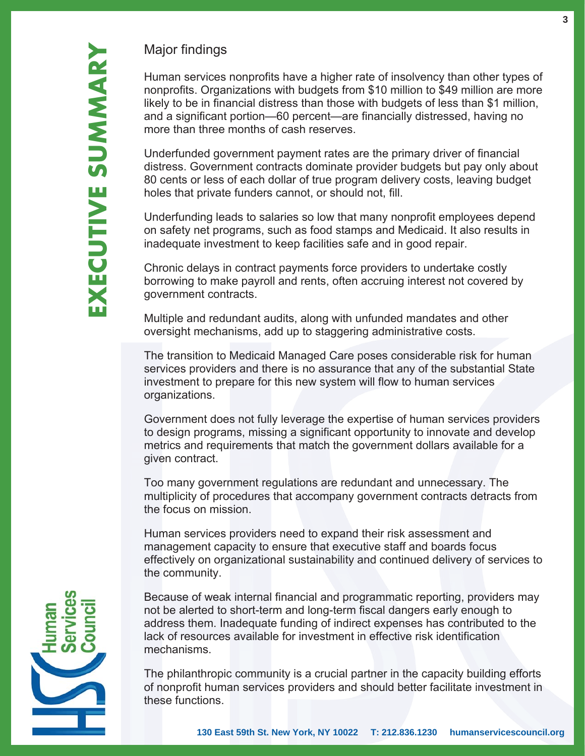# EXECUTIVE SUMMARY

## Major findings

Human services nonprofits have a higher rate of insolvency than other types of nonprofits. Organizations with budgets from $10 million to $49 million are more likely to be in financial distress than those with budgets of less than $1 million, and a significant portion—60 percent—are financially distressed, having no more than three months of cash reserves.

Underfunded government payment rates are the primary driver of financial distress. Government contracts dominate provider budgets but pay only about 80 cents or less of each dollar of true program delivery costs, leaving budget holes that private funders cannot, or should not, fill.

Underfunding leads to salaries so low that many nonprofit employees depend on safety net programs, such as food stamps and Medicaid. It also results in inadequate investment to keep facilities safe and in good repair.

Chronic delays in contract payments force providers to undertake costly borrowing to make payroll and rents, often accruing interest not covered by government contracts.

Multiple and redundant audits, along with unfunded mandates and other oversight mechanisms, add up to staggering administrative costs.

The transition to Medicaid Managed Care poses considerable risk for human services providers and there is no assurance that any of the substantial State investment to prepare for this new system will flow to human services organizations.

Government does not fully leverage the expertise of human services providers to design programs, missing a significant opportunity to innovate and develop metrics and requirements that match the government dollars available for a given contract.

Too many government regulations are redundant and unnecessary. The multiplicity of procedures that accompany government contracts detracts from the focus on mission.

Human services providers need to expand their risk assessment and management capacity to ensure that executive staff and boards focus effectively on organizational sustainability and continued delivery of services to the community.

Because of weak internal financial and programmatic reporting, providers may not be alerted to short-term and long-term fiscal dangers early enough to address them. Inadequate funding of indirect expenses has contributed to the lack of resources available for investment in effective risk identification mechanisms.

The philanthropic community is a crucial partner in the capacity building efforts of nonprofit human services providers and should better facilitate investment in these functions.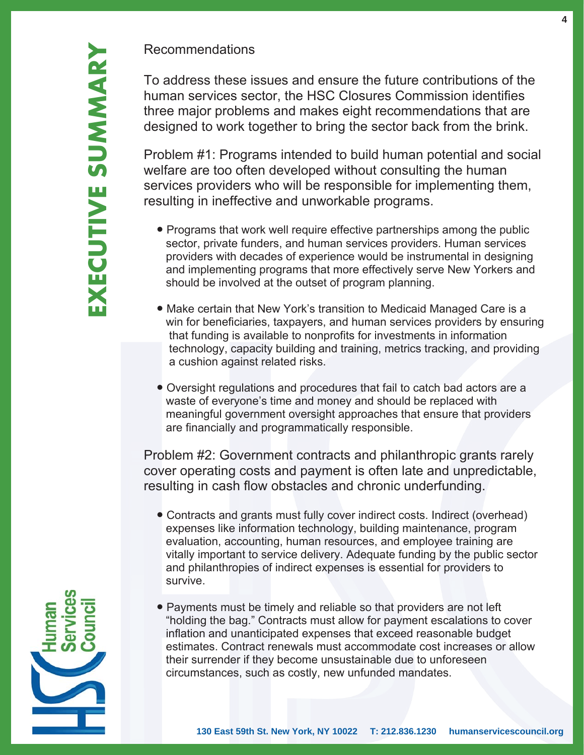## Recommendations

To address these issues and ensure the future contributions of the human services sector, the HSC Closures Commission identifies three major problems and makes eight recommendations that are designed to work together to bring the sector back from the brink.

Problem #1: Programs intended to build human potential and social welfare are too often developed without consulting the human services providers who will be responsible for implementing them, resulting in ineffective and unworkable programs.

- Programs that work well require effective partnerships among the public sector, private funders, and human services providers. Human services providers with decades of experience would be instrumental in designing and implementing programs that more effectively serve New Yorkers and should be involved at the outset of program planning.
- Make certain that New York's transition to Medicaid Managed Care is a win for beneficiaries, taxpayers, and human services providers by ensuring that funding is available to nonprofits for investments in information technology, capacity building and training, metrics tracking, and providing a cushion against related risks.
- Oversight regulations and procedures that fail to catch bad actors are a waste of everyone's time and money and should be replaced with meaningful government oversight approaches that ensure that providers are financially and programmatically responsible.

Problem #2: Government contracts and philanthropic grants rarely cover operating costs and payment is often late and unpredictable, resulting in cash flow obstacles and chronic underfunding.

- Contracts and grants must fully cover indirect costs. Indirect (overhead) expenses like information technology, building maintenance, program evaluation, accounting, human resources, and employee training are vitally important to service delivery. Adequate funding by the public sector and philanthropies of indirect expenses is essential for providers to survive.
- Payments must be timely and reliable so that providers are not left "holding the bag." Contracts must allow for payment escalations to cover inflation and unanticipated expenses that exceed reasonable budget estimates. Contract renewals must accommodate cost increases or allow their surrender if they become unsustainable due to unforeseen circumstances, such as costly, new unfunded mandates.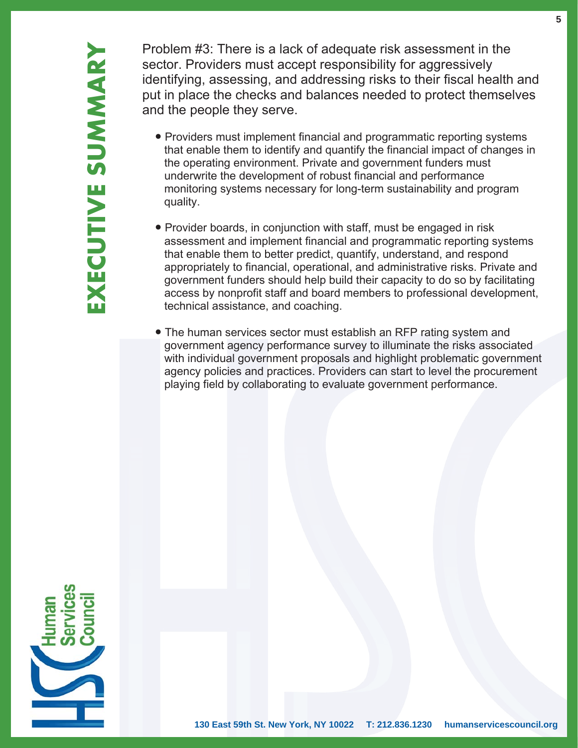# EXECUTIVE SUMMARY

Problem #3: There is a lack of adequate risk assessment in the sector. Providers must accept responsibility for aggressively identifying, assessing, and addressing risks to their fiscal health and put in place the checks and balances needed to protect themselves and the people they serve.

- Providers must implement financial and programmatic reporting systems that enable them to identify and quantify the financial impact of changes in the operating environment. Private and government funders must underwrite the development of robust financial and performance monitoring systems necessary for long-term sustainability and program quality.
- Provider boards, in conjunction with staff, must be engaged in risk assessment and implement financial and programmatic reporting systems that enable them to better predict, quantify, understand, and respond appropriately to financial, operational, and administrative risks. Private and government funders should help build their capacity to do so by facilitating access by nonprofit staff and board members to professional development, technical assistance, and coaching.
- The human services sector must establish an RFP rating system and government agency performance survey to illuminate the risks associated with individual government proposals and highlight problematic government agency policies and practices. Providers can start to level the procurement playing field by collaborating to evaluate government performance.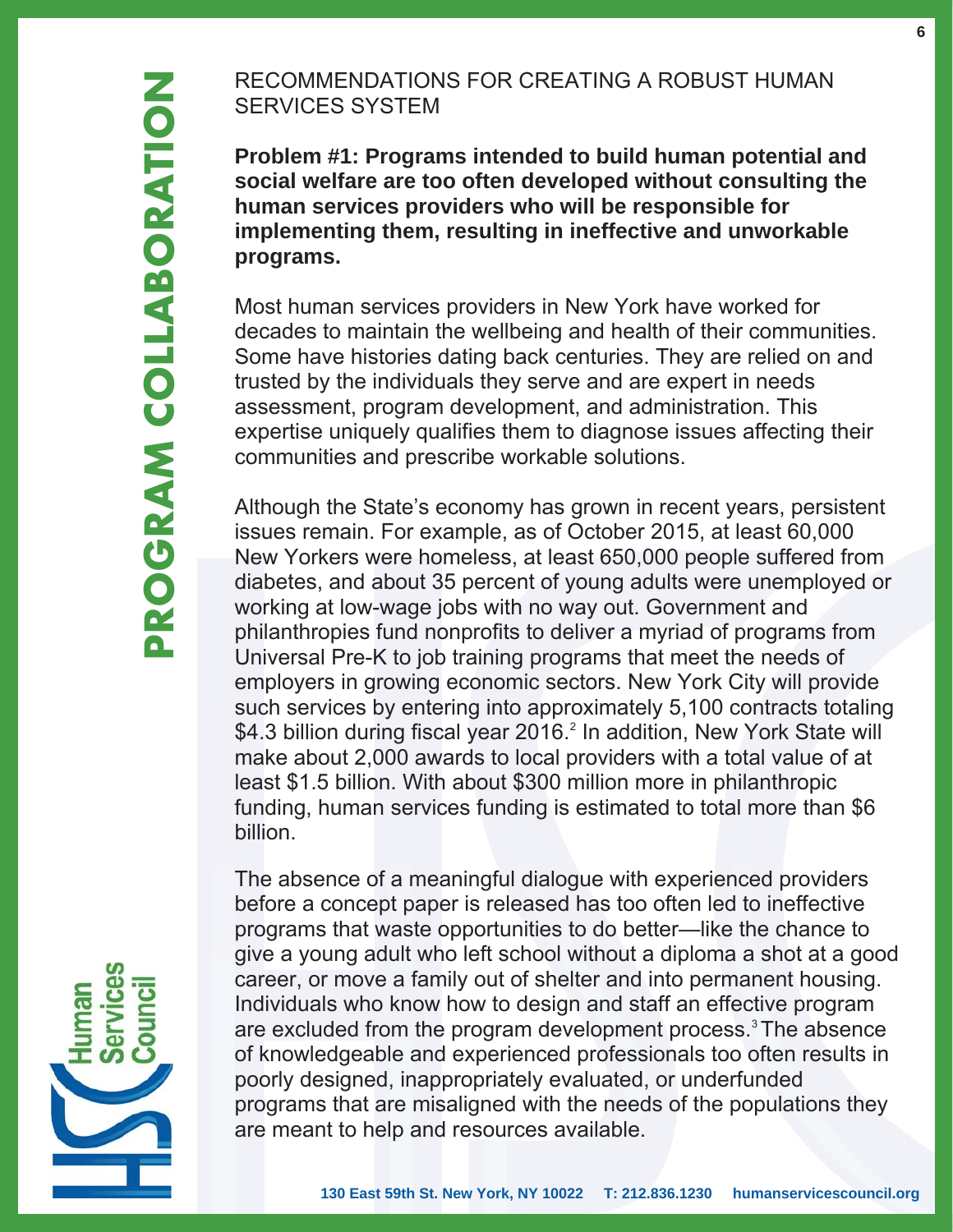## RECOMMENDATIONS FOR CREATING A ROBUST HUMAN SERVICES SYSTEM

**Problem #1: Programs intended to build human potential and social welfare are too often developed without consulting the human services providers who will be responsible for implementing them, resulting in ineffective and unworkable programs.**

Most human services providers in New York have worked for decades to maintain the wellbeing and health of their communities. Some have histories dating back centuries. They are relied on and trusted by the individuals they serve and are expert in needs assessment, program development, and administration. This expertise uniquely qualifies them to diagnose issues affecting their communities and prescribe workable solutions.

Although the State's economy has grown in recent years, persistent issues remain. For example, as of October 2015, at least 60,000 New Yorkers were homeless, at least 650,000 people suffered from diabetes, and about 35 percent of young adults were unemployed or working at low-wage jobs with no way out. Government and philanthropies fund nonprofits to deliver a myriad of programs from Universal Pre-K to job training programs that meet the needs of employers in growing economic sectors. New York City will provide such services by entering into approximately 5,100 contracts totaling $4.3 billion during fiscal year 2016.[2] In addition, New York State will make about 2,000 awards to local providers with a total value of at least $1.5 billion. With about $300 million more in philanthropic funding, human services funding is estimated to total more than $6 billion.

The absence of a meaningful dialogue with experienced providers before a concept paper is released has too often led to ineffective programs that waste opportunities to do better—like the chance to give a young adult who left school without a diploma a shot at a good career, or move a family out of shelter and into permanent housing. Individuals who know how to design and staff an effective program are excluded from the program development process.[3] The absence of knowledgeable and experienced professionals too often results in poorly designed, inappropriately evaluated, or underfunded programs that are misaligned with the needs of the populations they are meant to help and resources available.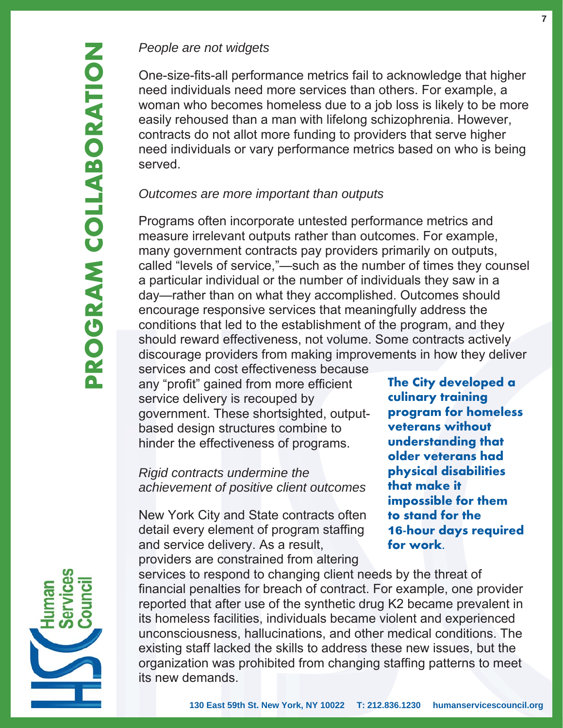*People are not widgets*

One-size-fits-all performance metrics fail to acknowledge that higher need individuals need more services than others. For example, a woman who becomes homeless due to a job loss is likely to be more easily rehoused than a man with lifelong schizophrenia. However, contracts do not allot more funding to providers that serve higher need individuals or vary performance metrics based on who is being served.

*Outcomes are more important than outputs*

Programs often incorporate untested performance metrics and measure irrelevant outputs rather than outcomes. For example, many government contracts pay providers primarily on outputs, called "levels of service,"—such as the number of times they counsel a particular individual or the number of individuals they saw in a day—rather than on what they accomplished. Outcomes should encourage responsive services that meaningfully address the conditions that led to the establishment of the program, and they should reward effectiveness, not volume. Some contracts actively discourage providers from making improvements in how they deliver services and cost effectiveness because any "profit" gained from more efficient service delivery is recouped by government. These shortsighted, output-based design structures combine to hinder the effectiveness of programs.

**The City developed a culinary training program for homeless veterans without understanding that older veterans had physical disabilities that make it impossible for them to stand for the 16-hour days required for work.**

*Rigid contracts undermine the achievement of positive client outcomes*

New York City and State contracts often detail every element of program staffing and service delivery. As a result, providers are constrained from altering services to respond to changing client needs by the threat of financial penalties for breach of contract. For example, one provider reported that after use of the synthetic drug K2 became prevalent in its homeless facilities, individuals became violent and experienced unconsciousness, hallucinations, and other medical conditions. The existing staff lacked the skills to address these new issues, but the organization was prohibited from changing staffing patterns to meet its new demands.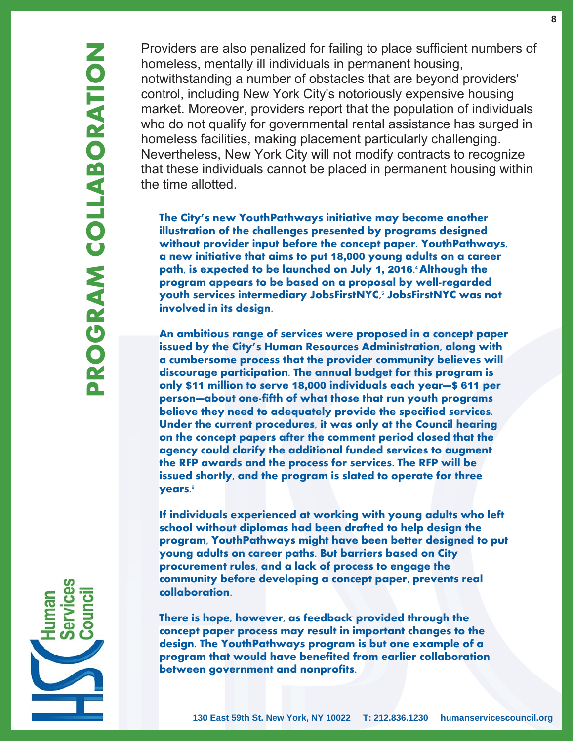Providers are also penalized for failing to place sufficient numbers of homeless, mentally ill individuals in permanent housing, notwithstanding a number of obstacles that are beyond providers' control, including New York City's notoriously expensive housing market. Moreover, providers report that the population of individuals who do not qualify for governmental rental assistance has surged in homeless facilities, making placement particularly challenging. Nevertheless, New York City will not modify contracts to recognize that these individuals cannot be placed in permanent housing within the time allotted.

**The City's new YouthPathways initiative may become another illustration of the challenges presented by programs designed without provider input before the concept paper. YouthPathways, a new initiative that aims to put 18,000 young adults on a career path, is expected to be launched on July 1, 2016.[4] Although the program appears to be based on a proposal by well-regarded youth services intermediary JobsFirstNYC,[5] JobsFirstNYC was not involved in its design.**

**An ambitious range of services were proposed in a concept paper issued by the City's Human Resources Administration, along with a cumbersome process that the provider community believes will discourage participation. The annual budget for this program is only $11 million to serve 18,000 individuals each year—$ 611 per person—about one-fifth of what those that run youth programs believe they need to adequately provide the specified services. Under the current procedures, it was only at the Council hearing on the concept papers after the comment period closed that the agency could clarify the additional funded services to augment the RFP awards and the process for services. The RFP will be issued shortly, and the program is slated to operate for three years.[6]**

**If individuals experienced at working with young adults who left school without diplomas had been drafted to help design the program, YouthPathways might have been better designed to put young adults on career paths. But barriers based on City procurement rules, and a lack of process to engage the community before developing a concept paper, prevents real collaboration.**

**There is hope, however, as feedback provided through the concept paper process may result in important changes to the design. The YouthPathways program is but one example of a program that would have benefited from earlier collaboration between government and nonprofits.**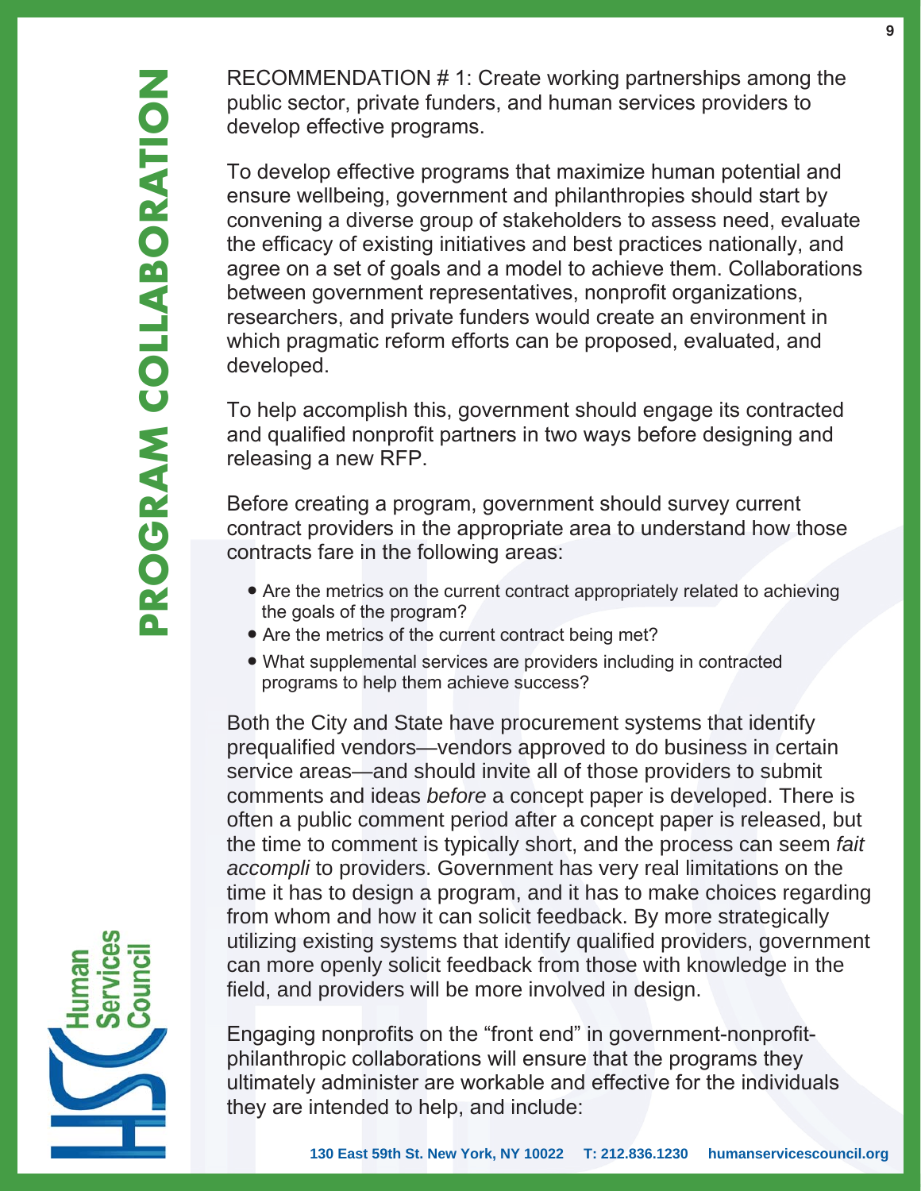RECOMMENDATION # 1: Create working partnerships among the public sector, private funders, and human services providers to develop effective programs.

To develop effective programs that maximize human potential and ensure wellbeing, government and philanthropies should start by convening a diverse group of stakeholders to assess need, evaluate the efficacy of existing initiatives and best practices nationally, and agree on a set of goals and a model to achieve them. Collaborations between government representatives, nonprofit organizations, researchers, and private funders would create an environment in which pragmatic reform efforts can be proposed, evaluated, and developed.

To help accomplish this, government should engage its contracted and qualified nonprofit partners in two ways before designing and releasing a new RFP.

Before creating a program, government should survey current contract providers in the appropriate area to understand how those contracts fare in the following areas:

- Are the metrics on the current contract appropriately related to achieving the goals of the program?
- Are the metrics of the current contract being met?
- What supplemental services are providers including in contracted programs to help them achieve success?

Both the City and State have procurement systems that identify prequalified vendors—vendors approved to do business in certain service areas—and should invite all of those providers to submit comments and ideas *before* a concept paper is developed. There is often a public comment period after a concept paper is released, but the time to comment is typically short, and the process can seem *fait accompli* to providers. Government has very real limitations on the time it has to design a program, and it has to make choices regarding from whom and how it can solicit feedback. By more strategically utilizing existing systems that identify qualified providers, government can more openly solicit feedback from those with knowledge in the field, and providers will be more involved in design.

Engaging nonprofits on the "front end" in government-nonprofit-philanthropic collaborations will ensure that the programs they ultimately administer are workable and effective for the individuals they are intended to help, and include: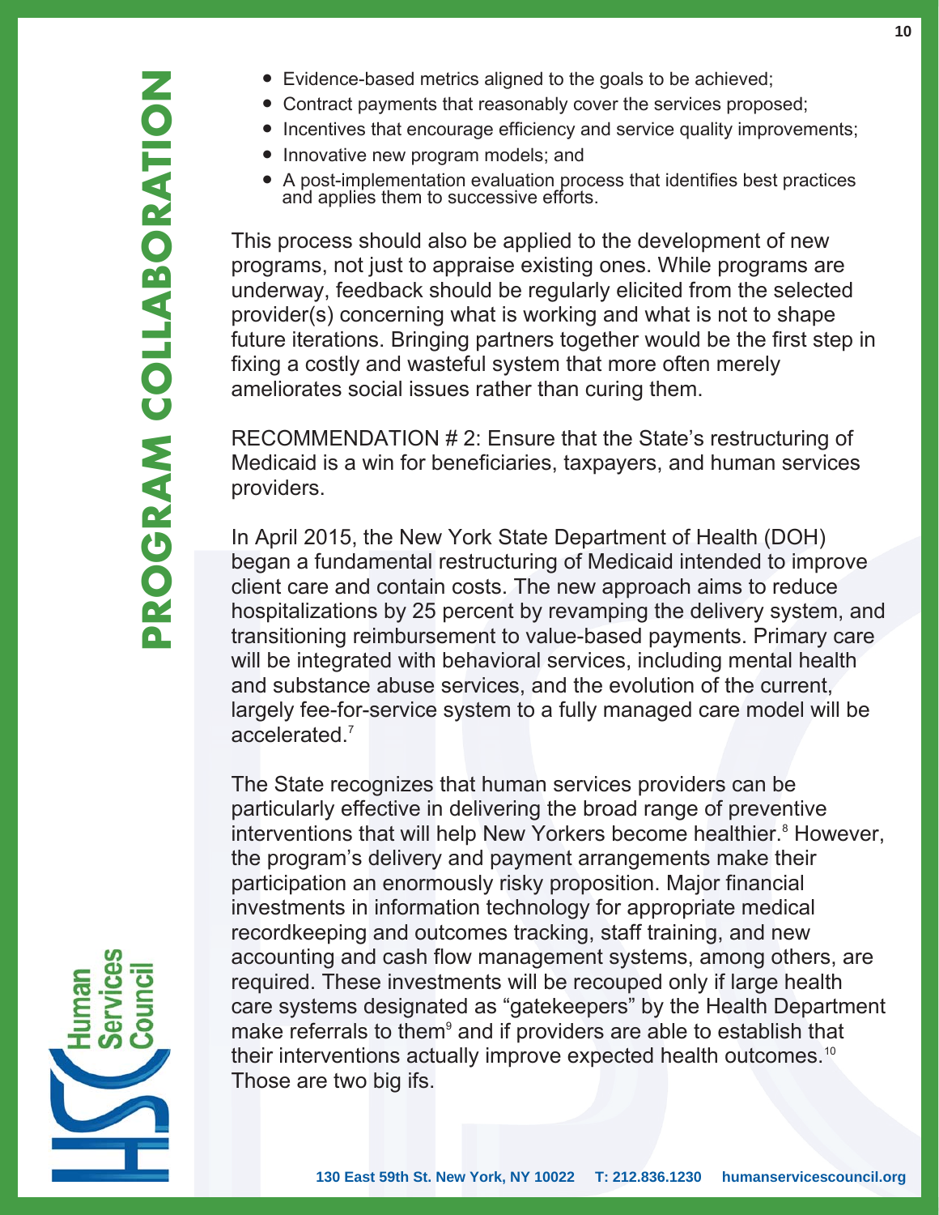- Evidence-based metrics aligned to the goals to be achieved;
- Contract payments that reasonably cover the services proposed;
- Incentives that encourage efficiency and service quality improvements;
- Innovative new program models; and
- A post-implementation evaluation process that identifies best practices and applies them to successive efforts.

This process should also be applied to the development of new programs, not just to appraise existing ones. While programs are underway, feedback should be regularly elicited from the selected provider(s) concerning what is working and what is not to shape future iterations. Bringing partners together would be the first step in fixing a costly and wasteful system that more often merely ameliorates social issues rather than curing them.

RECOMMENDATION # 2: Ensure that the State's restructuring of Medicaid is a win for beneficiaries, taxpayers, and human services providers.

In April 2015, the New York State Department of Health (DOH) began a fundamental restructuring of Medicaid intended to improve client care and contain costs. The new approach aims to reduce hospitalizations by 25 percent by revamping the delivery system, and transitioning reimbursement to value-based payments. Primary care will be integrated with behavioral services, including mental health and substance abuse services, and the evolution of the current, largely fee-for-service system to a fully managed care model will be accelerated.[7]

The State recognizes that human services providers can be particularly effective in delivering the broad range of preventive interventions that will help New Yorkers become healthier.[8] However, the program's delivery and payment arrangements make their participation an enormously risky proposition. Major financial investments in information technology for appropriate medical recordkeeping and outcomes tracking, staff training, and new accounting and cash flow management systems, among others, are required. These investments will be recouped only if large health care systems designated as "gatekeepers" by the Health Department make referrals to them[9] and if providers are able to establish that their interventions actually improve expected health outcomes.[10] Those are two big ifs.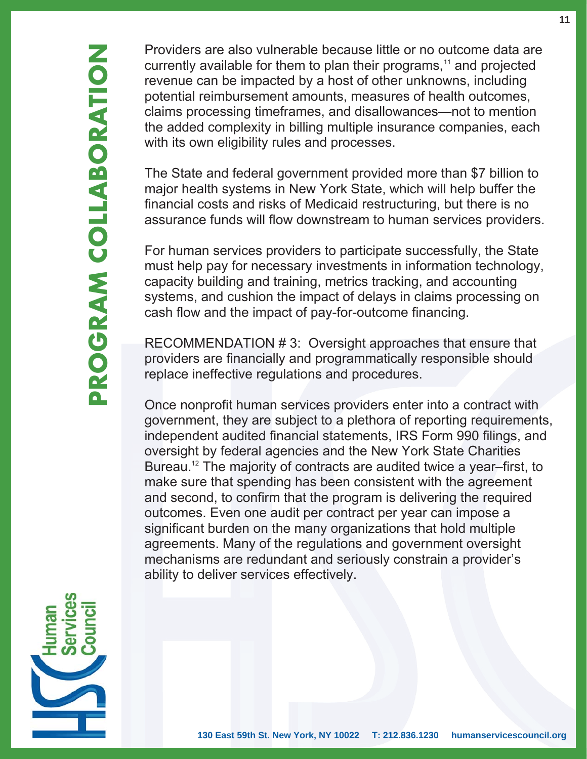Providers are also vulnerable because little or no outcome data are currently available for them to plan their programs,[11] and projected revenue can be impacted by a host of other unknowns, including potential reimbursement amounts, measures of health outcomes, claims processing timeframes, and disallowances—not to mention the added complexity in billing multiple insurance companies, each with its own eligibility rules and processes.

The State and federal government provided more than $7 billion to major health systems in New York State, which will help buffer the financial costs and risks of Medicaid restructuring, but there is no assurance funds will flow downstream to human services providers.

For human services providers to participate successfully, the State must help pay for necessary investments in information technology, capacity building and training, metrics tracking, and accounting systems, and cushion the impact of delays in claims processing on cash flow and the impact of pay-for-outcome financing.

RECOMMENDATION # 3: Oversight approaches that ensure that providers are financially and programmatically responsible should replace ineffective regulations and procedures.

Once nonprofit human services providers enter into a contract with government, they are subject to a plethora of reporting requirements, independent audited financial statements, IRS Form 990 filings, and oversight by federal agencies and the New York State Charities Bureau.[12] The majority of contracts are audited twice a year–first, to make sure that spending has been consistent with the agreement and second, to confirm that the program is delivering the required outcomes. Even one audit per contract per year can impose a significant burden on the many organizations that hold multiple agreements. Many of the regulations and government oversight mechanisms are redundant and seriously constrain a provider's ability to deliver services effectively.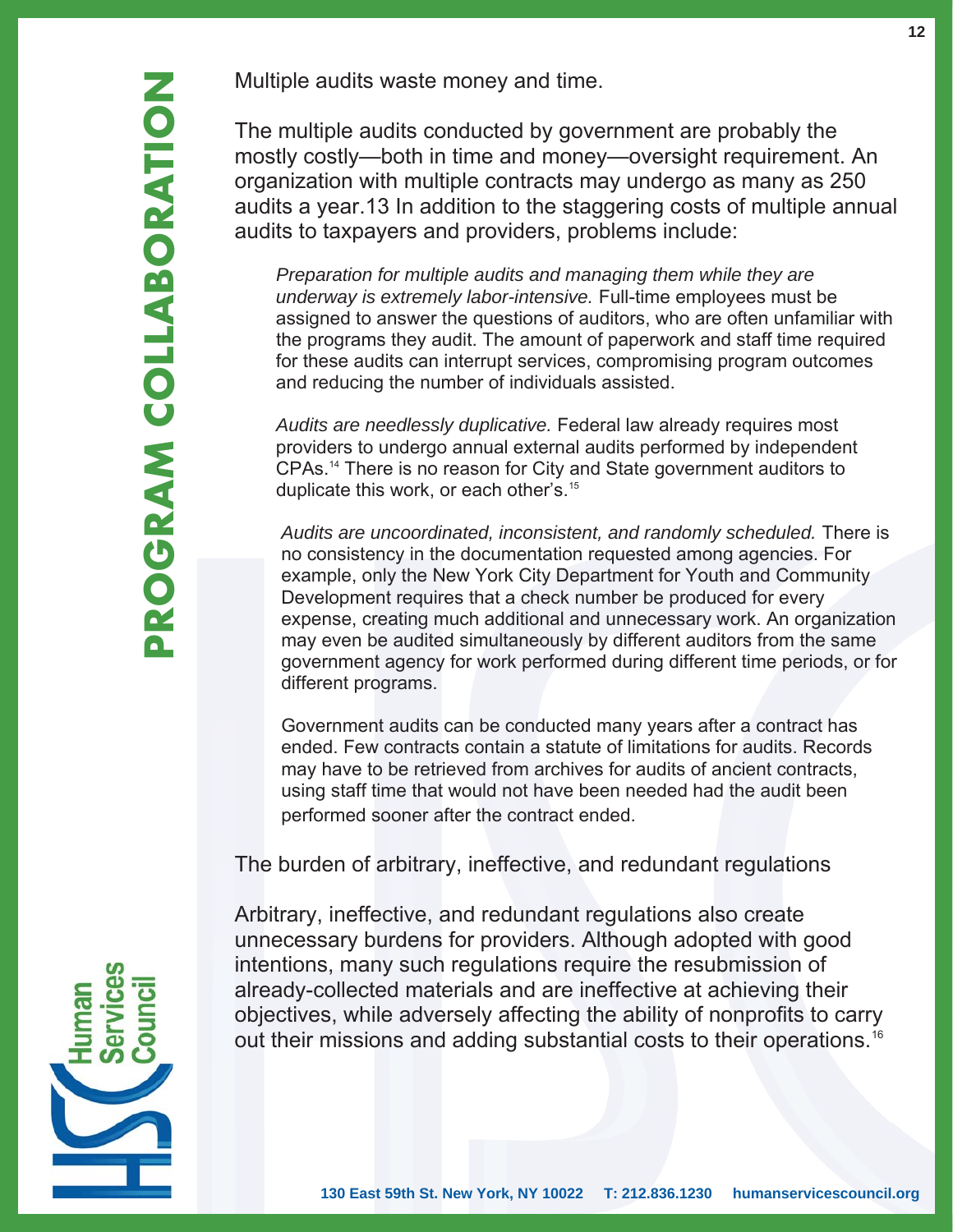## Multiple audits waste money and time.

The multiple audits conducted by government are probably the mostly costly—both in time and money—oversight requirement. An organization with multiple contracts may undergo as many as 250 audits a year.13 In addition to the staggering costs of multiple annual audits to taxpayers and providers, problems include:

*Preparation for multiple audits and managing them while they are underway is extremely labor-intensive.* Full-time employees must be assigned to answer the questions of auditors, who are often unfamiliar with the programs they audit. The amount of paperwork and staff time required for these audits can interrupt services, compromising program outcomes and reducing the number of individuals assisted.

*Audits are needlessly duplicative.* Federal law already requires most providers to undergo annual external audits performed by independent CPAs.[14] There is no reason for City and State government auditors to duplicate this work, or each other's.[15]

*Audits are uncoordinated, inconsistent, and randomly scheduled.* There is no consistency in the documentation requested among agencies. For example, only the New York City Department for Youth and Community Development requires that a check number be produced for every expense, creating much additional and unnecessary work. An organization may even be audited simultaneously by different auditors from the same government agency for work performed during different time periods, or for different programs.

Government audits can be conducted many years after a contract has ended. Few contracts contain a statute of limitations for audits. Records may have to be retrieved from archives for audits of ancient contracts, using staff time that would not have been needed had the audit been performed sooner after the contract ended.

## The burden of arbitrary, ineffective, and redundant regulations

Arbitrary, ineffective, and redundant regulations also create unnecessary burdens for providers. Although adopted with good intentions, many such regulations require the resubmission of already-collected materials and are ineffective at achieving their objectives, while adversely affecting the ability of nonprofits to carry out their missions and adding substantial costs to their operations.[16]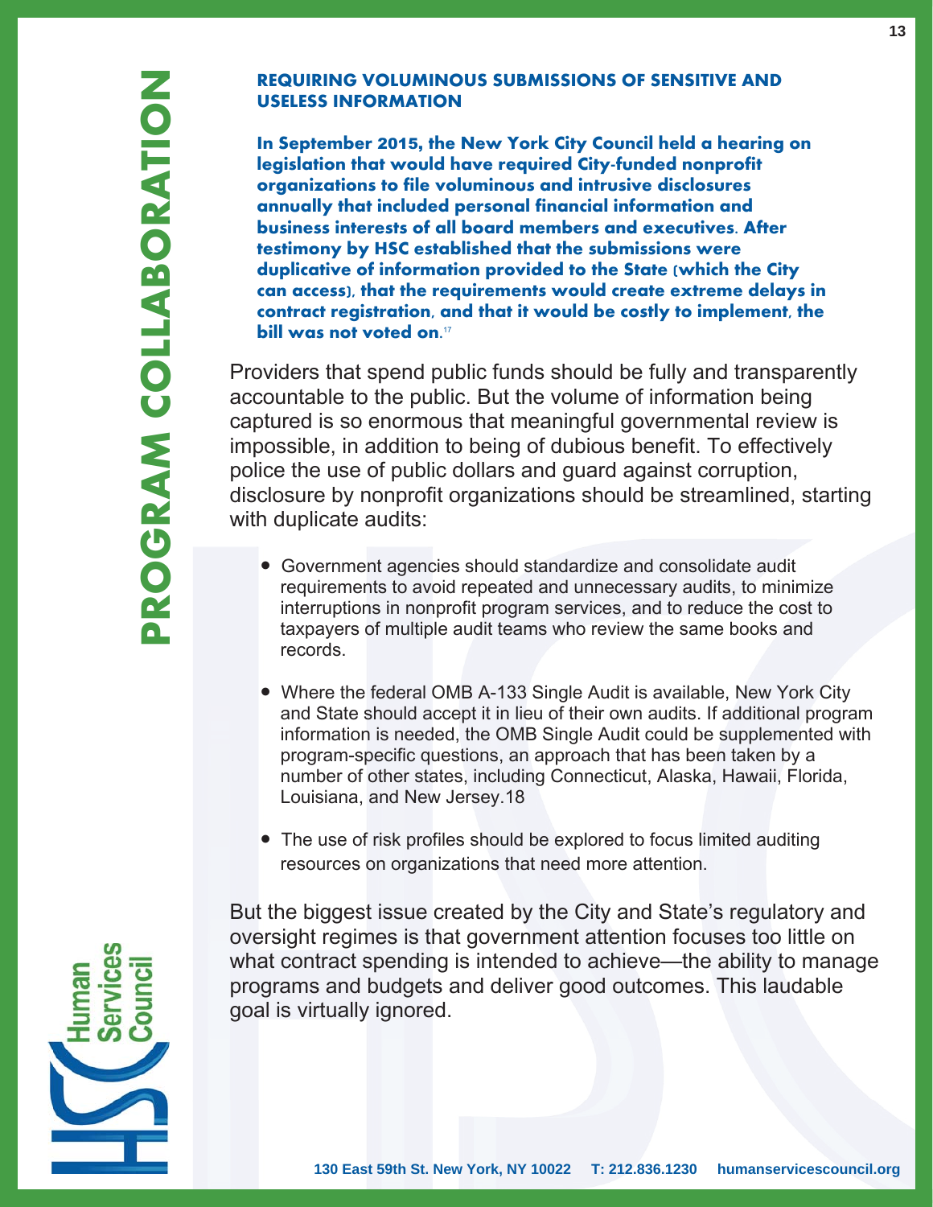## REQUIRING VOLUMINOUS SUBMISSIONS OF SENSITIVE AND USELESS INFORMATION

**In September 2015, the New York City Council held a hearing on legislation that would have required City-funded nonprofit organizations to file voluminous and intrusive disclosures annually that included personal financial information and business interests of all board members and executives. After testimony by HSC established that the submissions were duplicative of information provided to the State (which the City can access), that the requirements would create extreme delays in contract registration, and that it would be costly to implement, the bill was not voted on.**[17]

Providers that spend public funds should be fully and transparently accountable to the public. But the volume of information being captured is so enormous that meaningful governmental review is impossible, in addition to being of dubious benefit. To effectively police the use of public dollars and guard against corruption, disclosure by nonprofit organizations should be streamlined, starting with duplicate audits:

- Government agencies should standardize and consolidate audit requirements to avoid repeated and unnecessary audits, to minimize interruptions in nonprofit program services, and to reduce the cost to taxpayers of multiple audit teams who review the same books and records.
- Where the federal OMB A-133 Single Audit is available, New York City and State should accept it in lieu of their own audits. If additional program information is needed, the OMB Single Audit could be supplemented with program-specific questions, an approach that has been taken by a number of other states, including Connecticut, Alaska, Hawaii, Florida, Louisiana, and New Jersey.18
- The use of risk profiles should be explored to focus limited auditing resources on organizations that need more attention.

But the biggest issue created by the City and State's regulatory and oversight regimes is that government attention focuses too little on what contract spending is intended to achieve—the ability to manage programs and budgets and deliver good outcomes. This laudable goal is virtually ignored.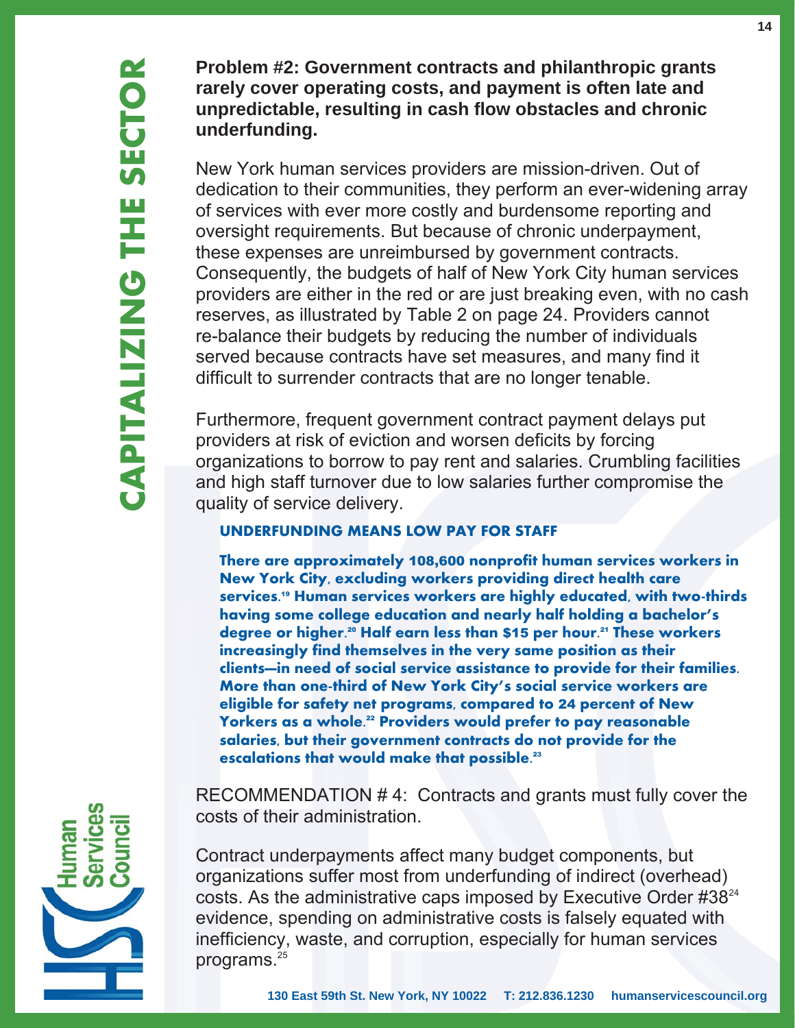**Problem #2: Government contracts and philanthropic grants rarely cover operating costs, and payment is often late and unpredictable, resulting in cash flow obstacles and chronic underfunding.**

New York human services providers are mission-driven. Out of dedication to their communities, they perform an ever-widening array of services with ever more costly and burdensome reporting and oversight requirements. But because of chronic underpayment, these expenses are unreimbursed by government contracts. Consequently, the budgets of half of New York City human services providers are either in the red or are just breaking even, with no cash reserves, as illustrated by Table 2 on page 24. Providers cannot re-balance their budgets by reducing the number of individuals served because contracts have set measures, and many find it difficult to surrender contracts that are no longer tenable.

Furthermore, frequent government contract payment delays put providers at risk of eviction and worsen deficits by forcing organizations to borrow to pay rent and salaries. Crumbling facilities and high staff turnover due to low salaries further compromise the quality of service delivery.

**UNDERFUNDING MEANS LOW PAY FOR STAFF**

**There are approximately 108,600 nonprofit human services workers in New York City, excluding workers providing direct health care services.[19] Human services workers are highly educated, with two-thirds having some college education and nearly half holding a bachelor's degree or higher.[20] Half earn less than $15 per hour.[21] These workers increasingly find themselves in the very same position as their clients—in need of social service assistance to provide for their families. More than one-third of New York City's social service workers are eligible for safety net programs, compared to 24 percent of New Yorkers as a whole.[22] Providers would prefer to pay reasonable salaries, but their government contracts do not provide for the escalations that would make that possible.[23]**

RECOMMENDATION # 4: Contracts and grants must fully cover the costs of their administration.

Contract underpayments affect many budget components, but organizations suffer most from underfunding of indirect (overhead) costs. As the administrative caps imposed by Executive Order #38[24] evidence, spending on administrative costs is falsely equated with inefficiency, waste, and corruption, especially for human services programs.[25]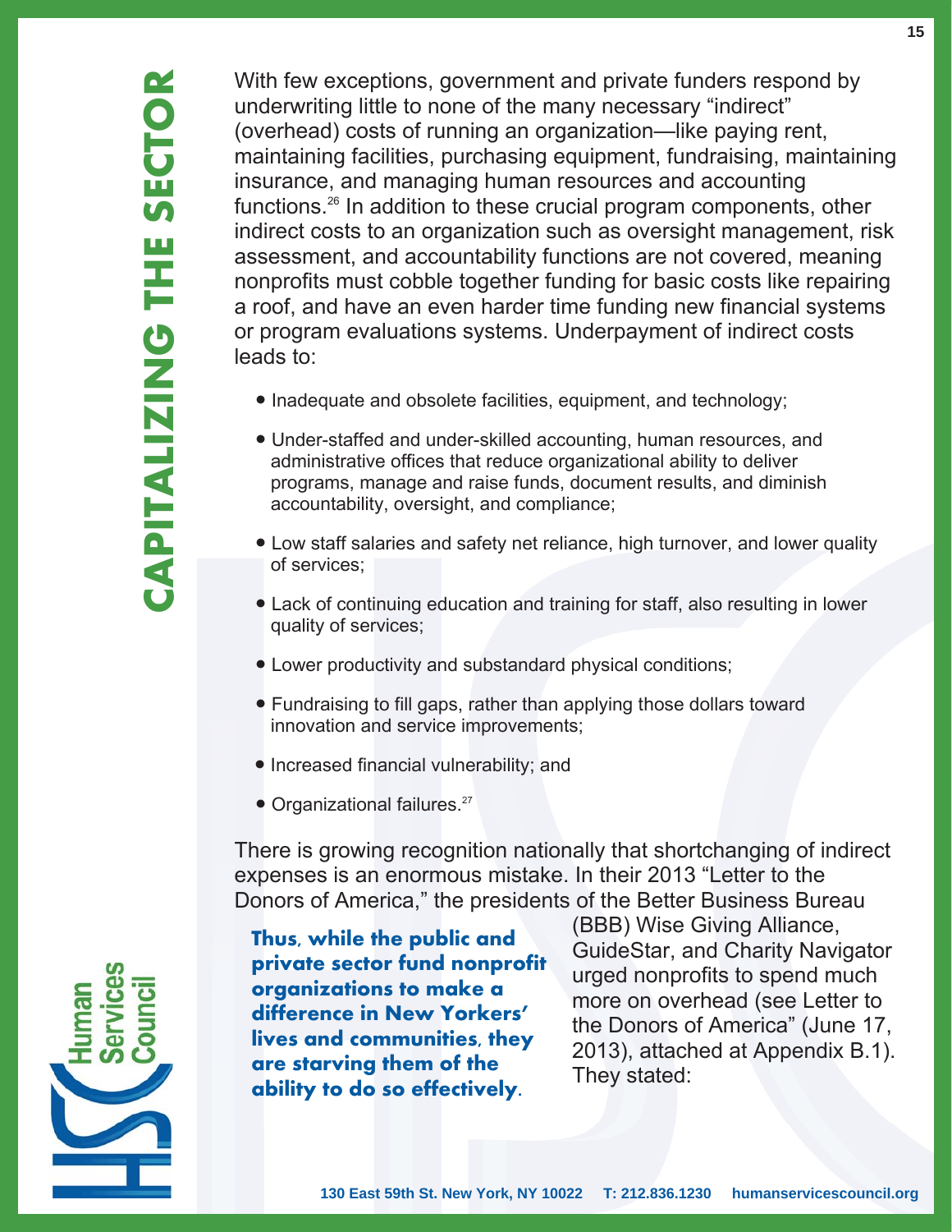With few exceptions, government and private funders respond by underwriting little to none of the many necessary "indirect" (overhead) costs of running an organization—like paying rent, maintaining facilities, purchasing equipment, fundraising, maintaining insurance, and managing human resources and accounting functions.[26] In addition to these crucial program components, other indirect costs to an organization such as oversight management, risk assessment, and accountability functions are not covered, meaning nonprofits must cobble together funding for basic costs like repairing a roof, and have an even harder time funding new financial systems or program evaluations systems. Underpayment of indirect costs leads to:

- Inadequate and obsolete facilities, equipment, and technology;
- Under-staffed and under-skilled accounting, human resources, and administrative offices that reduce organizational ability to deliver programs, manage and raise funds, document results, and diminish accountability, oversight, and compliance;
- Low staff salaries and safety net reliance, high turnover, and lower quality of services;
- Lack of continuing education and training for staff, also resulting in lower quality of services;
- Lower productivity and substandard physical conditions;
- Fundraising to fill gaps, rather than applying those dollars toward innovation and service improvements;
- Increased financial vulnerability; and
- Organizational failures.[27]

There is growing recognition nationally that shortchanging of indirect expenses is an enormous mistake. In their 2013 "Letter to the Donors of America," the presidents of the Better Business Bureau (BBB) Wise Giving Alliance, GuideStar, and Charity Navigator urged nonprofits to spend much more on overhead (see Letter to the Donors of America" (June 17, 2013), attached at Appendix B.1). They stated:

**Thus, while the public and private sector fund nonprofit organizations to make a difference in New Yorkers' lives and communities, they are starving them of the ability to do so effectively.**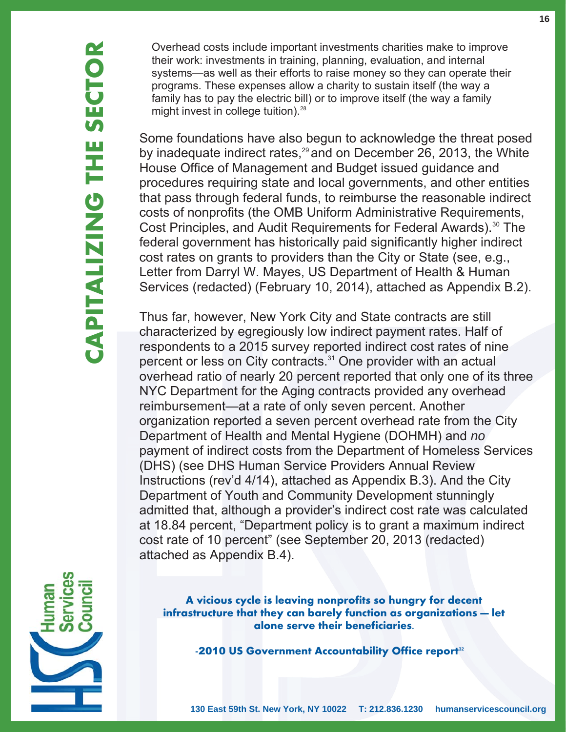> Overhead costs include important investments charities make to improve their work: investments in training, planning, evaluation, and internal systems—as well as their efforts to raise money so they can operate their programs. These expenses allow a charity to sustain itself (the way a family has to pay the electric bill) or to improve itself (the way a family might invest in college tuition).[28]

Some foundations have also begun to acknowledge the threat posed by inadequate indirect rates,[29] and on December 26, 2013, the White House Office of Management and Budget issued guidance and procedures requiring state and local governments, and other entities that pass through federal funds, to reimburse the reasonable indirect costs of nonprofits (the OMB Uniform Administrative Requirements, Cost Principles, and Audit Requirements for Federal Awards).[30] The federal government has historically paid significantly higher indirect cost rates on grants to providers than the City or State (see, e.g., Letter from Darryl W. Mayes, US Department of Health & Human Services (redacted) (February 10, 2014), attached as Appendix B.2).

Thus far, however, New York City and State contracts are still characterized by egregiously low indirect payment rates. Half of respondents to a 2015 survey reported indirect cost rates of nine percent or less on City contracts.[31] One provider with an actual overhead ratio of nearly 20 percent reported that only one of its three NYC Department for the Aging contracts provided any overhead reimbursement—at a rate of only seven percent. Another organization reported a seven percent overhead rate from the City Department of Health and Mental Hygiene (DOHMH) and *no* payment of indirect costs from the Department of Homeless Services (DHS) (see DHS Human Service Providers Annual Review Instructions (rev'd 4/14), attached as Appendix B.3). And the City Department of Youth and Community Development stunningly admitted that, although a provider's indirect cost rate was calculated at 18.84 percent, "Department policy is to grant a maximum indirect cost rate of 10 percent" (see September 20, 2013 (redacted) attached as Appendix B.4).

> **A vicious cycle is leaving nonprofits so hungry for decent infrastructure that they can barely function as organizations — let alone serve their beneficiaries.**
>
> **-2010 US Government Accountability Office report[32]**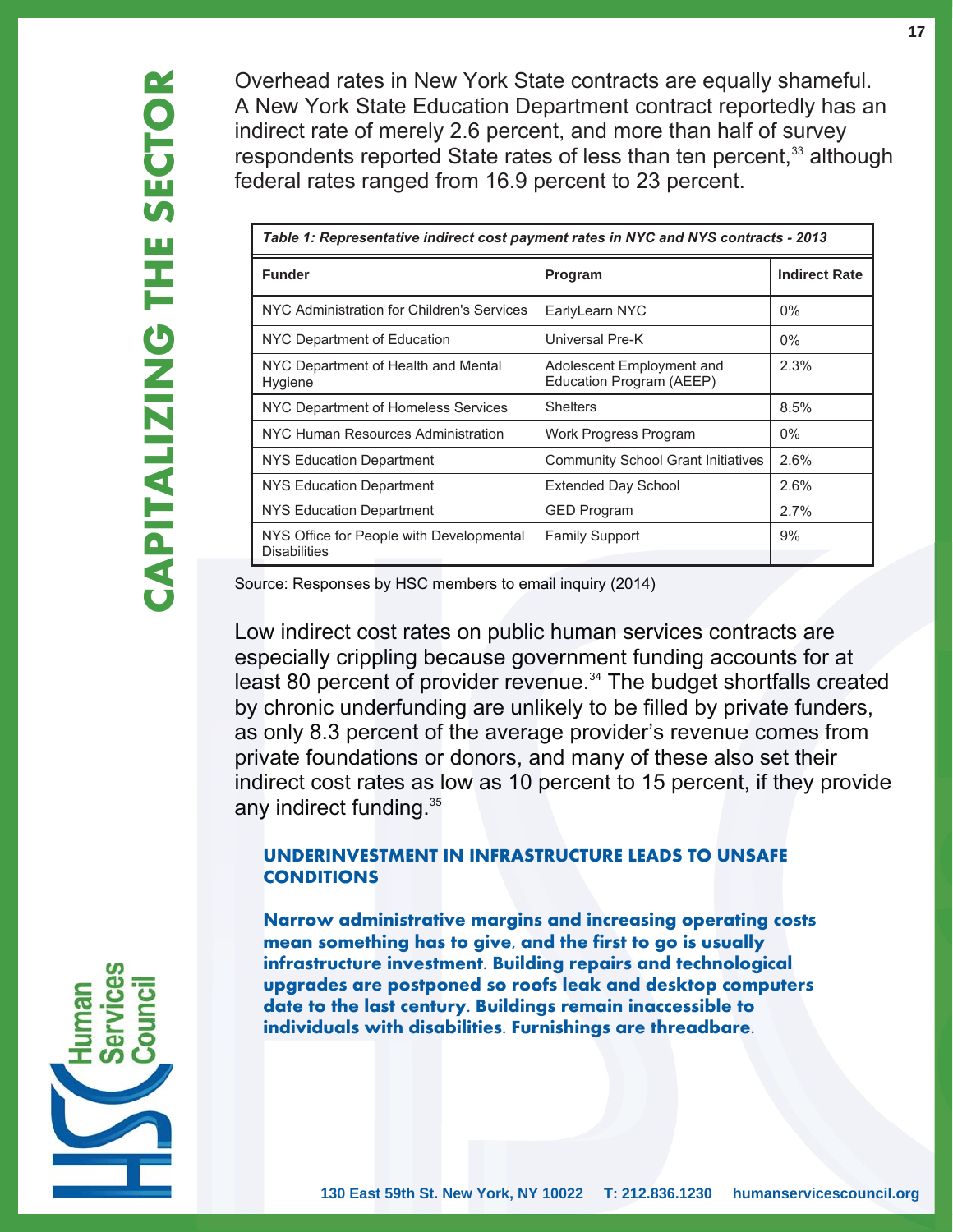Overhead rates in New York State contracts are equally shameful. A New York State Education Department contract reportedly has an indirect rate of merely 2.6 percent, and more than half of survey respondents reported State rates of less than ten percent,[33] although federal rates ranged from 16.9 percent to 23 percent.

*Table 1: Representative indirect cost payment rates in NYC and NYS contracts - 2013*

| Funder | Program | Indirect Rate |
|---|---|---|
| NYC Administration for Children's Services | EarlyLearn NYC | 0% |
| NYC Department of Education | Universal Pre-K | 0% |
| NYC Department of Health and Mental Hygiene | Adolescent Employment and Education Program (AEEP) | 2.3% |
| NYC Department of Homeless Services | Shelters | 8.5% |
| NYC Human Resources Administration | Work Progress Program | 0% |
| NYS Education Department | Community School Grant Initiatives | 2.6% |
| NYS Education Department | Extended Day School | 2.6% |
| NYS Education Department | GED Program | 2.7% |
| NYS Office for People with Developmental Disabilities | Family Support | 9% |

Source: Responses by HSC members to email inquiry (2014)

Low indirect cost rates on public human services contracts are especially crippling because government funding accounts for at least 80 percent of provider revenue.[34] The budget shortfalls created by chronic underfunding are unlikely to be filled by private funders, as only 8.3 percent of the average provider's revenue comes from private foundations or donors, and many of these also set their indirect cost rates as low as 10 percent to 15 percent, if they provide any indirect funding.[35]

### UNDERINVESTMENT IN INFRASTRUCTURE LEADS TO UNSAFE CONDITIONS

**Narrow administrative margins and increasing operating costs mean something has to give, and the first to go is usually infrastructure investment. Building repairs and technological upgrades are postponed so roofs leak and desktop computers date to the last century. Buildings remain inaccessible to individuals with disabilities. Furnishings are threadbare.**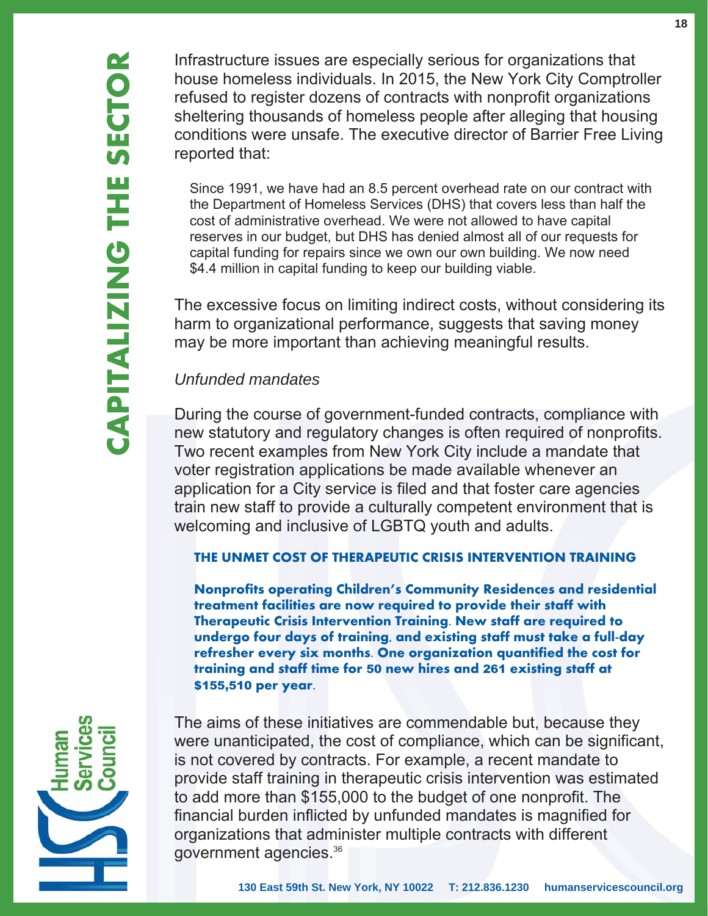Infrastructure issues are especially serious for organizations that house homeless individuals. In 2015, the New York City Comptroller refused to register dozens of contracts with nonprofit organizations sheltering thousands of homeless people after alleging that housing conditions were unsafe. The executive director of Barrier Free Living reported that:

> Since 1991, we have had an 8.5 percent overhead rate on our contract with the Department of Homeless Services (DHS) that covers less than half the cost of administrative overhead. We were not allowed to have capital reserves in our budget, but DHS has denied almost all of our requests for capital funding for repairs since we own our own building. We now need $4.4 million in capital funding to keep our building viable.

The excessive focus on limiting indirect costs, without considering its harm to organizational performance, suggests that saving money may be more important than achieving meaningful results.

*Unfunded mandates*

During the course of government-funded contracts, compliance with new statutory and regulatory changes is often required of nonprofits. Two recent examples from New York City include a mandate that voter registration applications be made available whenever an application for a City service is filed and that foster care agencies train new staff to provide a culturally competent environment that is welcoming and inclusive of LGBTQ youth and adults.

**THE UNMET COST OF THERAPEUTIC CRISIS INTERVENTION TRAINING**

**Nonprofits operating Children's Community Residences and residential treatment facilities are now required to provide their staff with Therapeutic Crisis Intervention Training. New staff are required to undergo four days of training, and existing staff must take a full-day refresher every six months. One organization quantified the cost for training and staff time for 50 new hires and 261 existing staff at $155,510 per year.**

The aims of these initiatives are commendable but, because they were unanticipated, the cost of compliance, which can be significant, is not covered by contracts. For example, a recent mandate to provide staff training in therapeutic crisis intervention was estimated to add more than $155,000 to the budget of one nonprofit. The financial burden inflicted by unfunded mandates is magnified for organizations that administer multiple contracts with different government agencies.[36]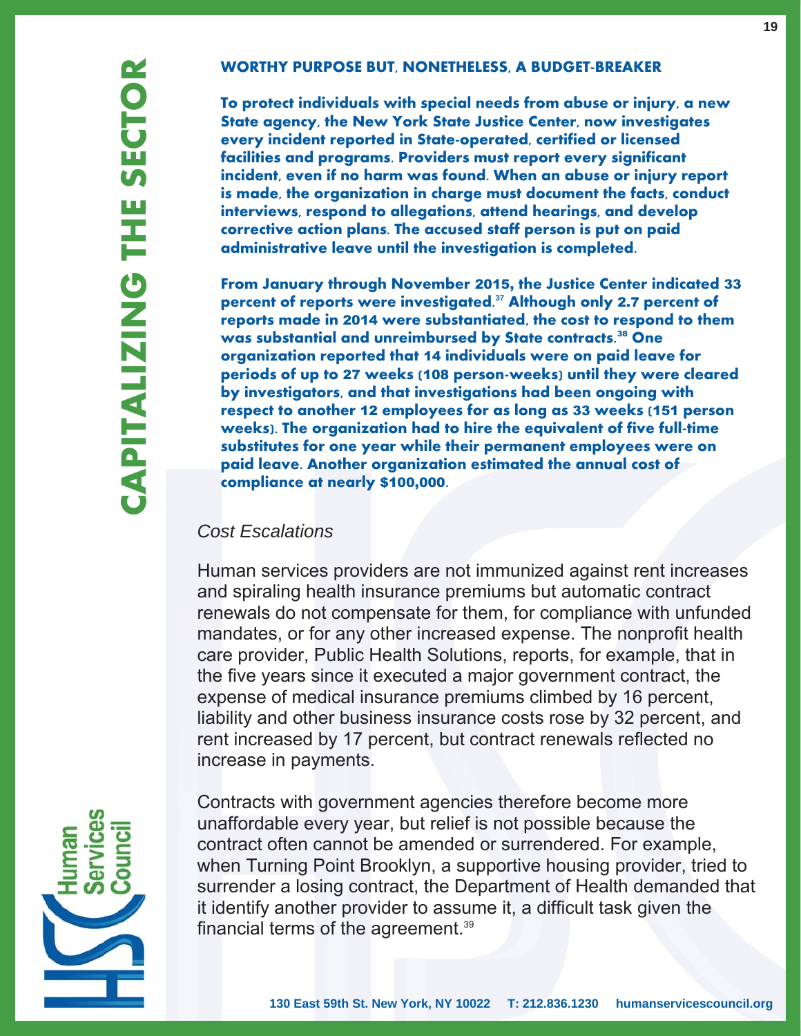### WORTHY PURPOSE BUT, NONETHELESS, A BUDGET-BREAKER

**To protect individuals with special needs from abuse or injury, a new State agency, the New York State Justice Center, now investigates every incident reported in State-operated, certified or licensed facilities and programs. Providers must report every significant incident, even if no harm was found. When an abuse or injury report is made, the organization in charge must document the facts, conduct interviews, respond to allegations, attend hearings, and develop corrective action plans. The accused staff person is put on paid administrative leave until the investigation is completed.**

**From January through November 2015, the Justice Center indicated 33 percent of reports were investigated.[37] Although only 2.7 percent of reports made in 2014 were substantiated, the cost to respond to them was substantial and unreimbursed by State contracts.[38] One organization reported that 14 individuals were on paid leave for periods of up to 27 weeks (108 person-weeks) until they were cleared by investigators, and that investigations had been ongoing with respect to another 12 employees for as long as 33 weeks (151 person weeks). The organization had to hire the equivalent of five full-time substitutes for one year while their permanent employees were on paid leave. Another organization estimated the annual cost of compliance at nearly $100,000.**

*Cost Escalations*

Human services providers are not immunized against rent increases and spiraling health insurance premiums but automatic contract renewals do not compensate for them, for compliance with unfunded mandates, or for any other increased expense. The nonprofit health care provider, Public Health Solutions, reports, for example, that in the five years since it executed a major government contract, the expense of medical insurance premiums climbed by 16 percent, liability and other business insurance costs rose by 32 percent, and rent increased by 17 percent, but contract renewals reflected no increase in payments.

Contracts with government agencies therefore become more unaffordable every year, but relief is not possible because the contract often cannot be amended or surrendered. For example, when Turning Point Brooklyn, a supportive housing provider, tried to surrender a losing contract, the Department of Health demanded that it identify another provider to assume it, a difficult task given the financial terms of the agreement.[39]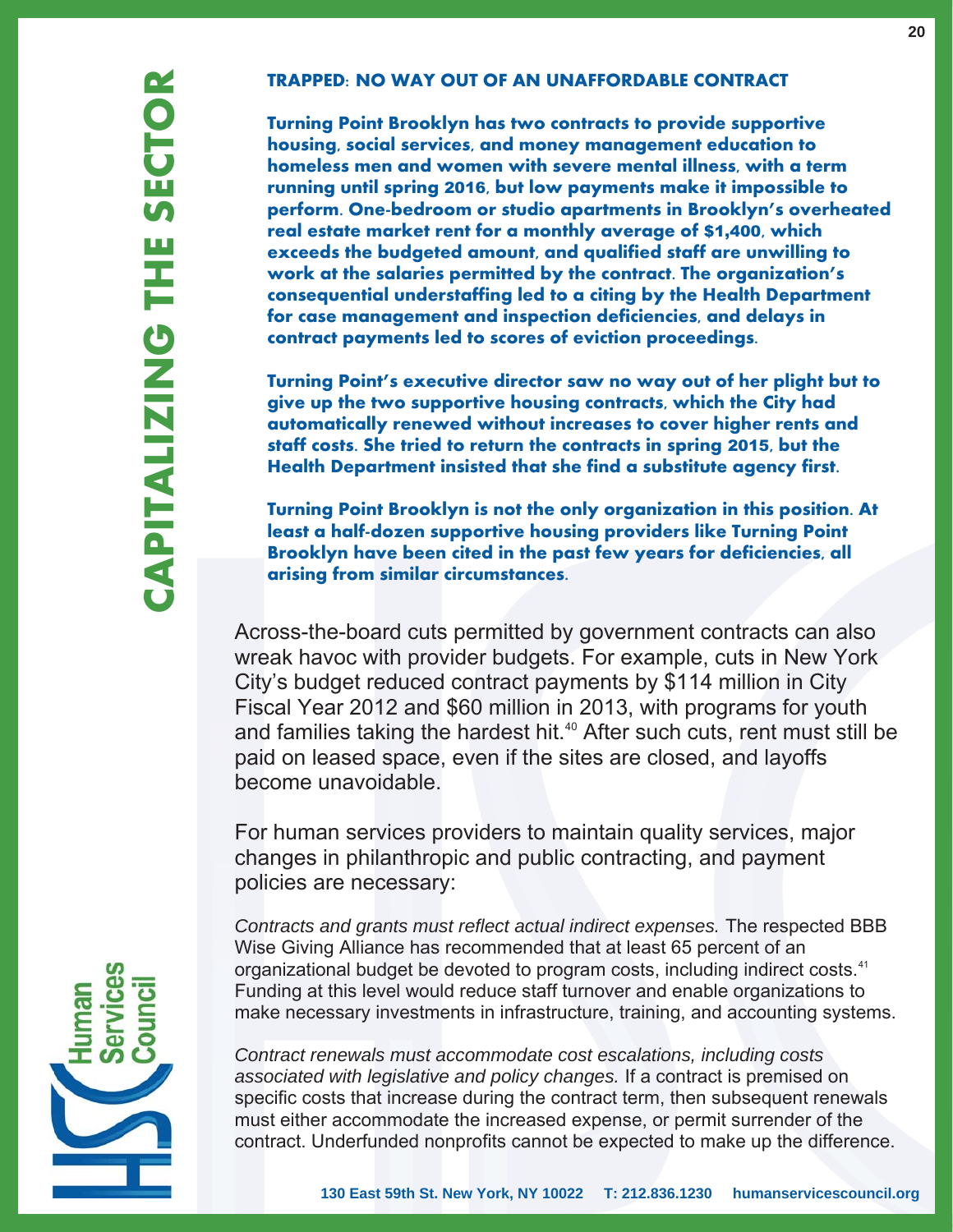### TRAPPED: NO WAY OUT OF AN UNAFFORDABLE CONTRACT

**Turning Point Brooklyn has two contracts to provide supportive housing, social services, and money management education to homeless men and women with severe mental illness, with a term running until spring 2016, but low payments make it impossible to perform. One-bedroom or studio apartments in Brooklyn's overheated real estate market rent for a monthly average of $1,400, which exceeds the budgeted amount, and qualified staff are unwilling to work at the salaries permitted by the contract. The organization's consequential understaffing led to a citing by the Health Department for case management and inspection deficiencies, and delays in contract payments led to scores of eviction proceedings.**

**Turning Point's executive director saw no way out of her plight but to give up the two supportive housing contracts, which the City had automatically renewed without increases to cover higher rents and staff costs. She tried to return the contracts in spring 2015, but the Health Department insisted that she find a substitute agency first.**

**Turning Point Brooklyn is not the only organization in this position. At least a half-dozen supportive housing providers like Turning Point Brooklyn have been cited in the past few years for deficiencies, all arising from similar circumstances.**

Across-the-board cuts permitted by government contracts can also wreak havoc with provider budgets. For example, cuts in New York City's budget reduced contract payments by $114 million in City Fiscal Year 2012 and $60 million in 2013, with programs for youth and families taking the hardest hit.[40] After such cuts, rent must still be paid on leased space, even if the sites are closed, and layoffs become unavoidable.

For human services providers to maintain quality services, major changes in philanthropic and public contracting, and payment policies are necessary:

*Contracts and grants must reflect actual indirect expenses.* The respected BBB Wise Giving Alliance has recommended that at least 65 percent of an organizational budget be devoted to program costs, including indirect costs.[41] Funding at this level would reduce staff turnover and enable organizations to make necessary investments in infrastructure, training, and accounting systems.

*Contract renewals must accommodate cost escalations, including costs associated with legislative and policy changes.* If a contract is premised on specific costs that increase during the contract term, then subsequent renewals must either accommodate the increased expense, or permit surrender of the contract. Underfunded nonprofits cannot be expected to make up the difference.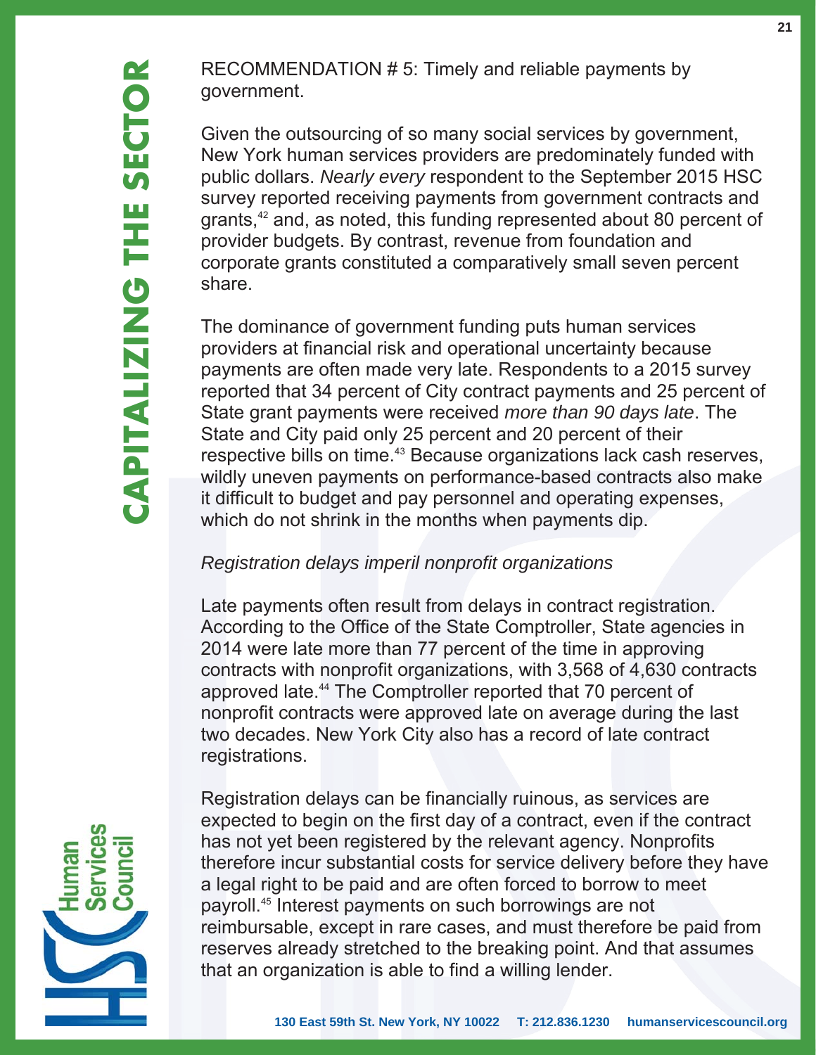RECOMMENDATION # 5: Timely and reliable payments by government.

Given the outsourcing of so many social services by government, New York human services providers are predominately funded with public dollars. *Nearly every* respondent to the September 2015 HSC survey reported receiving payments from government contracts and grants,[42] and, as noted, this funding represented about 80 percent of provider budgets. By contrast, revenue from foundation and corporate grants constituted a comparatively small seven percent share.

The dominance of government funding puts human services providers at financial risk and operational uncertainty because payments are often made very late. Respondents to a 2015 survey reported that 34 percent of City contract payments and 25 percent of State grant payments were received *more than 90 days late*. The State and City paid only 25 percent and 20 percent of their respective bills on time.[43] Because organizations lack cash reserves, wildly uneven payments on performance-based contracts also make it difficult to budget and pay personnel and operating expenses, which do not shrink in the months when payments dip.

*Registration delays imperil nonprofit organizations*

Late payments often result from delays in contract registration. According to the Office of the State Comptroller, State agencies in 2014 were late more than 77 percent of the time in approving contracts with nonprofit organizations, with 3,568 of 4,630 contracts approved late.[44] The Comptroller reported that 70 percent of nonprofit contracts were approved late on average during the last two decades. New York City also has a record of late contract registrations.

Registration delays can be financially ruinous, as services are expected to begin on the first day of a contract, even if the contract has not yet been registered by the relevant agency. Nonprofits therefore incur substantial costs for service delivery before they have a legal right to be paid and are often forced to borrow to meet payroll.[45] Interest payments on such borrowings are not reimbursable, except in rare cases, and must therefore be paid from reserves already stretched to the breaking point. And that assumes that an organization is able to find a willing lender.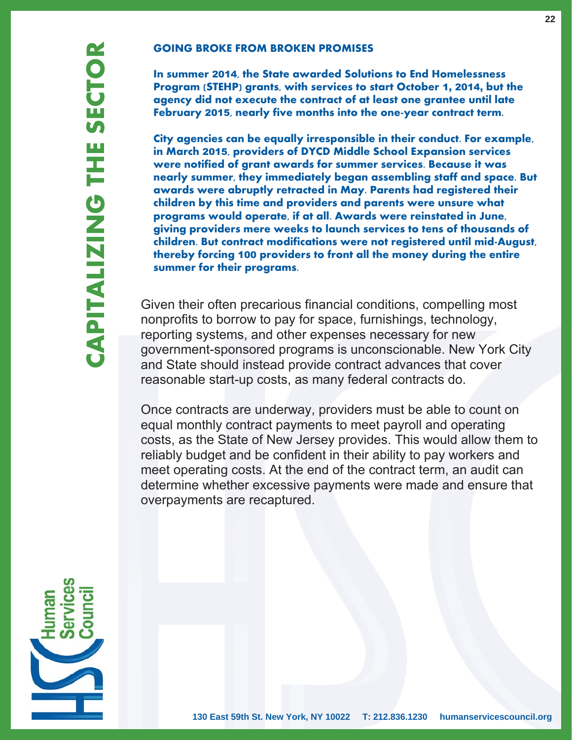### GOING BROKE FROM BROKEN PROMISES

**In summer 2014, the State awarded Solutions to End Homelessness Program (STEHP) grants, with services to start October 1, 2014, but the agency did not execute the contract of at least one grantee until late February 2015, nearly five months into the one-year contract term.**

**City agencies can be equally irresponsible in their conduct. For example, in March 2015, providers of DYCD Middle School Expansion services were notified of grant awards for summer services. Because it was nearly summer, they immediately began assembling staff and space. But awards were abruptly retracted in May. Parents had registered their children by this time and providers and parents were unsure what programs would operate, if at all. Awards were reinstated in June, giving providers mere weeks to launch services to tens of thousands of children. But contract modifications were not registered until mid-August, thereby forcing 100 providers to front all the money during the entire summer for their programs.**

Given their often precarious financial conditions, compelling most nonprofits to borrow to pay for space, furnishings, technology, reporting systems, and other expenses necessary for new government-sponsored programs is unconscionable. New York City and State should instead provide contract advances that cover reasonable start-up costs, as many federal contracts do.

Once contracts are underway, providers must be able to count on equal monthly contract payments to meet payroll and operating costs, as the State of New Jersey provides. This would allow them to reliably budget and be confident in their ability to pay workers and meet operating costs. At the end of the contract term, an audit can determine whether excessive payments were made and ensure that overpayments are recaptured.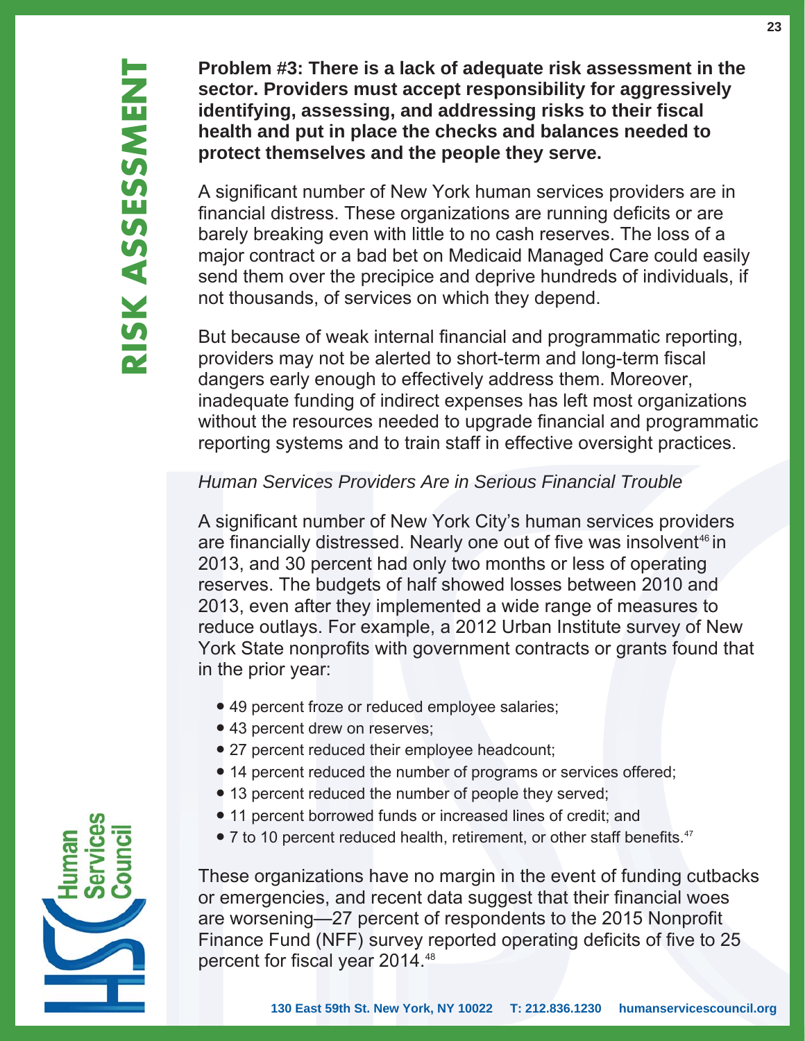**Problem #3: There is a lack of adequate risk assessment in the sector. Providers must accept responsibility for aggressively identifying, assessing, and addressing risks to their fiscal health and put in place the checks and balances needed to protect themselves and the people they serve.**

A significant number of New York human services providers are in financial distress. These organizations are running deficits or are barely breaking even with little to no cash reserves. The loss of a major contract or a bad bet on Medicaid Managed Care could easily send them over the precipice and deprive hundreds of individuals, if not thousands, of services on which they depend.

But because of weak internal financial and programmatic reporting, providers may not be alerted to short-term and long-term fiscal dangers early enough to effectively address them. Moreover, inadequate funding of indirect expenses has left most organizations without the resources needed to upgrade financial and programmatic reporting systems and to train staff in effective oversight practices.

*Human Services Providers Are in Serious Financial Trouble*

A significant number of New York City's human services providers are financially distressed. Nearly one out of five was insolvent[46] in 2013, and 30 percent had only two months or less of operating reserves. The budgets of half showed losses between 2010 and 2013, even after they implemented a wide range of measures to reduce outlays. For example, a 2012 Urban Institute survey of New York State nonprofits with government contracts or grants found that in the prior year:

- 49 percent froze or reduced employee salaries;
- 43 percent drew on reserves;
- 27 percent reduced their employee headcount;
- 14 percent reduced the number of programs or services offered;
- 13 percent reduced the number of people they served;
- 11 percent borrowed funds or increased lines of credit; and
- 7 to 10 percent reduced health, retirement, or other staff benefits.[47]

These organizations have no margin in the event of funding cutbacks or emergencies, and recent data suggest that their financial woes are worsening—27 percent of respondents to the 2015 Nonprofit Finance Fund (NFF) survey reported operating deficits of five to 25 percent for fiscal year 2014.[48]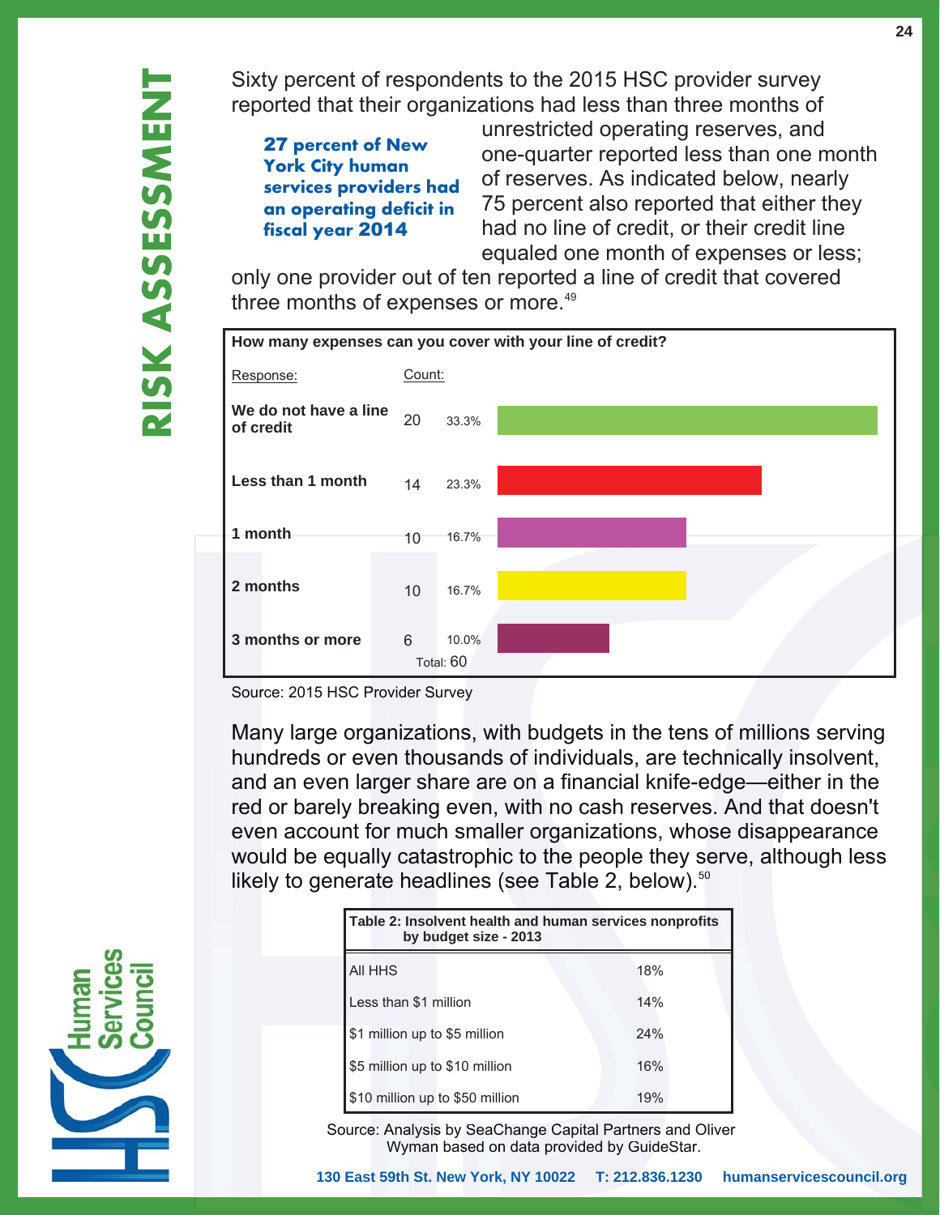Sixty percent of respondents to the 2015 HSC provider survey reported that their organizations had less than three months of unrestricted operating reserves, and one-quarter reported less than one month of reserves. As indicated below, nearly 75 percent also reported that either they had no line of credit, or their credit line equaled one month of expenses or less; only one provider out of ten reported a line of credit that covered three months of expenses or more.[49]

**27 percent of New York City human services providers had an operating deficit in fiscal year 2014**

**How many expenses can you cover with your line of credit?**

| Response: | Count: | |
|---|---|---|
| We do not have a line of credit | 20 | 33.3% |
| Less than 1 month | 14 | 23.3% |
| 1 month | 10 | 16.7% |
| 2 months | 10 | 16.7% |
| 3 months or more | 6 | 10.0% |
| | Total: 60 | |

Source: 2015 HSC Provider Survey

Many large organizations, with budgets in the tens of millions serving hundreds or even thousands of individuals, are technically insolvent, and an even larger share are on a financial knife-edge—either in the red or barely breaking even, with no cash reserves. And that doesn't even account for much smaller organizations, whose disappearance would be equally catastrophic to the people they serve, although less likely to generate headlines (see Table 2, below).[50]

**Table 2: Insolvent health and human services nonprofits by budget size - 2013**

| | |
|---|---|
| All HHS | 18% |
| Less than $1 million | 14% |
| $1 million up to $5 million | 24% |
| $5 million up to $10 million | 16% |
| $10 million up to $50 million | 19% |

Source: Analysis by SeaChange Capital Partners and Oliver Wyman based on data provided by GuideStar.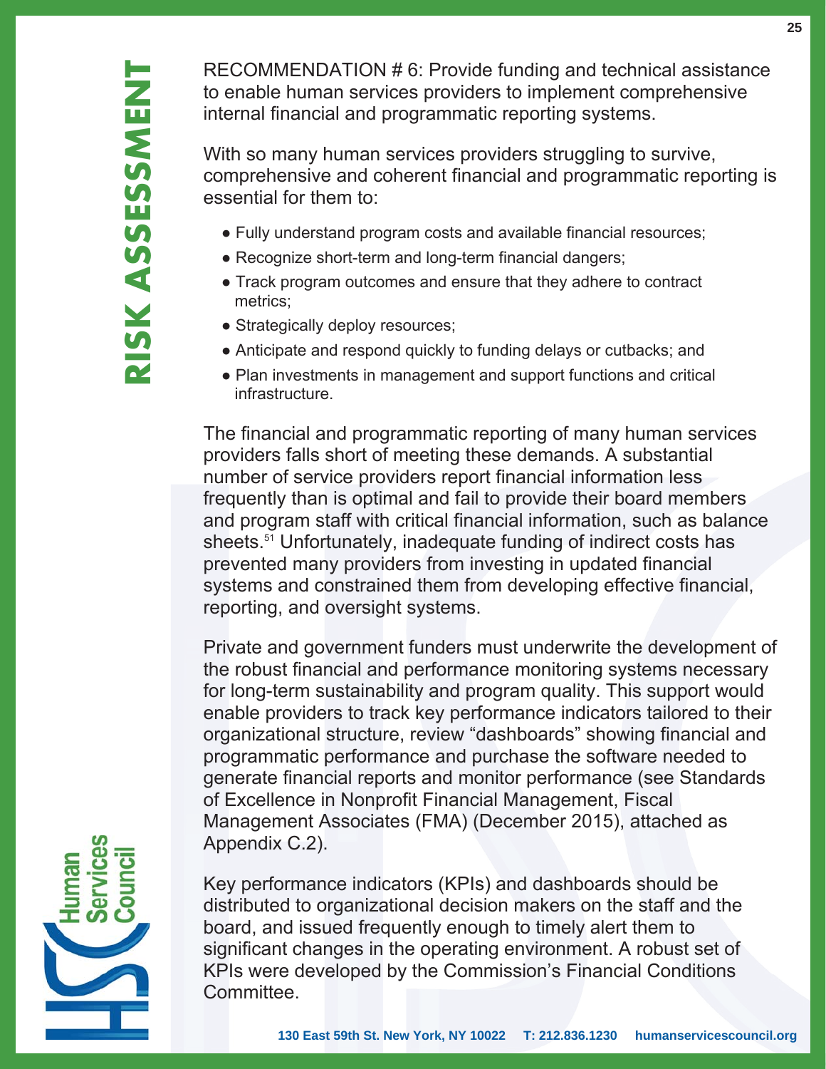RECOMMENDATION # 6: Provide funding and technical assistance to enable human services providers to implement comprehensive internal financial and programmatic reporting systems.

With so many human services providers struggling to survive, comprehensive and coherent financial and programmatic reporting is essential for them to:

- Fully understand program costs and available financial resources;
- Recognize short-term and long-term financial dangers;
- Track program outcomes and ensure that they adhere to contract metrics;
- Strategically deploy resources;
- Anticipate and respond quickly to funding delays or cutbacks; and
- Plan investments in management and support functions and critical infrastructure.

The financial and programmatic reporting of many human services providers falls short of meeting these demands. A substantial number of service providers report financial information less frequently than is optimal and fail to provide their board members and program staff with critical financial information, such as balance sheets.[51] Unfortunately, inadequate funding of indirect costs has prevented many providers from investing in updated financial systems and constrained them from developing effective financial, reporting, and oversight systems.

Private and government funders must underwrite the development of the robust financial and performance monitoring systems necessary for long-term sustainability and program quality. This support would enable providers to track key performance indicators tailored to their organizational structure, review “dashboards” showing financial and programmatic performance and purchase the software needed to generate financial reports and monitor performance (see Standards of Excellence in Nonprofit Financial Management, Fiscal Management Associates (FMA) (December 2015), attached as Appendix C.2).

Key performance indicators (KPIs) and dashboards should be distributed to organizational decision makers on the staff and the board, and issued frequently enough to timely alert them to significant changes in the operating environment. A robust set of KPIs were developed by the Commission’s Financial Conditions Committee.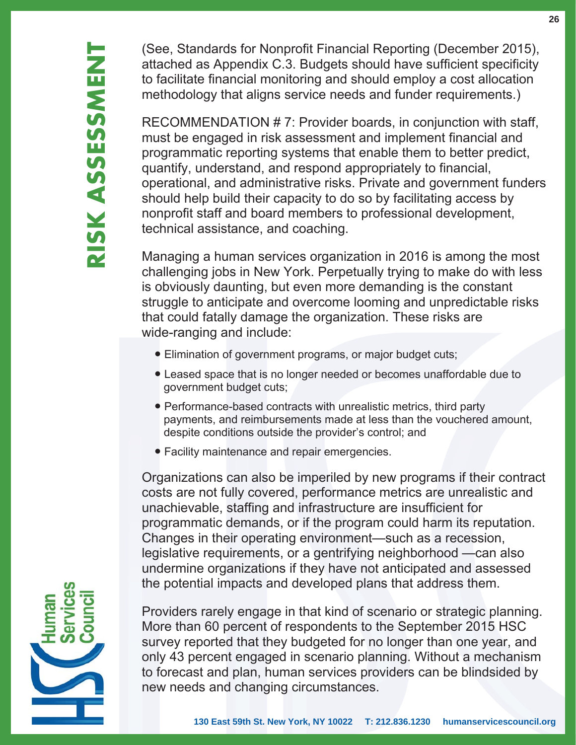(See, Standards for Nonprofit Financial Reporting (December 2015), attached as Appendix C.3. Budgets should have sufficient specificity to facilitate financial monitoring and should employ a cost allocation methodology that aligns service needs and funder requirements.)

RECOMMENDATION # 7: Provider boards, in conjunction with staff, must be engaged in risk assessment and implement financial and programmatic reporting systems that enable them to better predict, quantify, understand, and respond appropriately to financial, operational, and administrative risks. Private and government funders should help build their capacity to do so by facilitating access by nonprofit staff and board members to professional development, technical assistance, and coaching.

Managing a human services organization in 2016 is among the most challenging jobs in New York. Perpetually trying to make do with less is obviously daunting, but even more demanding is the constant struggle to anticipate and overcome looming and unpredictable risks that could fatally damage the organization. These risks are wide-ranging and include:

- Elimination of government programs, or major budget cuts;
- Leased space that is no longer needed or becomes unaffordable due to government budget cuts;
- Performance-based contracts with unrealistic metrics, third party payments, and reimbursements made at less than the vouchered amount, despite conditions outside the provider's control; and
- Facility maintenance and repair emergencies.

Organizations can also be imperiled by new programs if their contract costs are not fully covered, performance metrics are unrealistic and unachievable, staffing and infrastructure are insufficient for programmatic demands, or if the program could harm its reputation. Changes in their operating environment—such as a recession, legislative requirements, or a gentrifying neighborhood —can also undermine organizations if they have not anticipated and assessed the potential impacts and developed plans that address them.

Providers rarely engage in that kind of scenario or strategic planning. More than 60 percent of respondents to the September 2015 HSC survey reported that they budgeted for no longer than one year, and only 43 percent engaged in scenario planning. Without a mechanism to forecast and plan, human services providers can be blindsided by new needs and changing circumstances.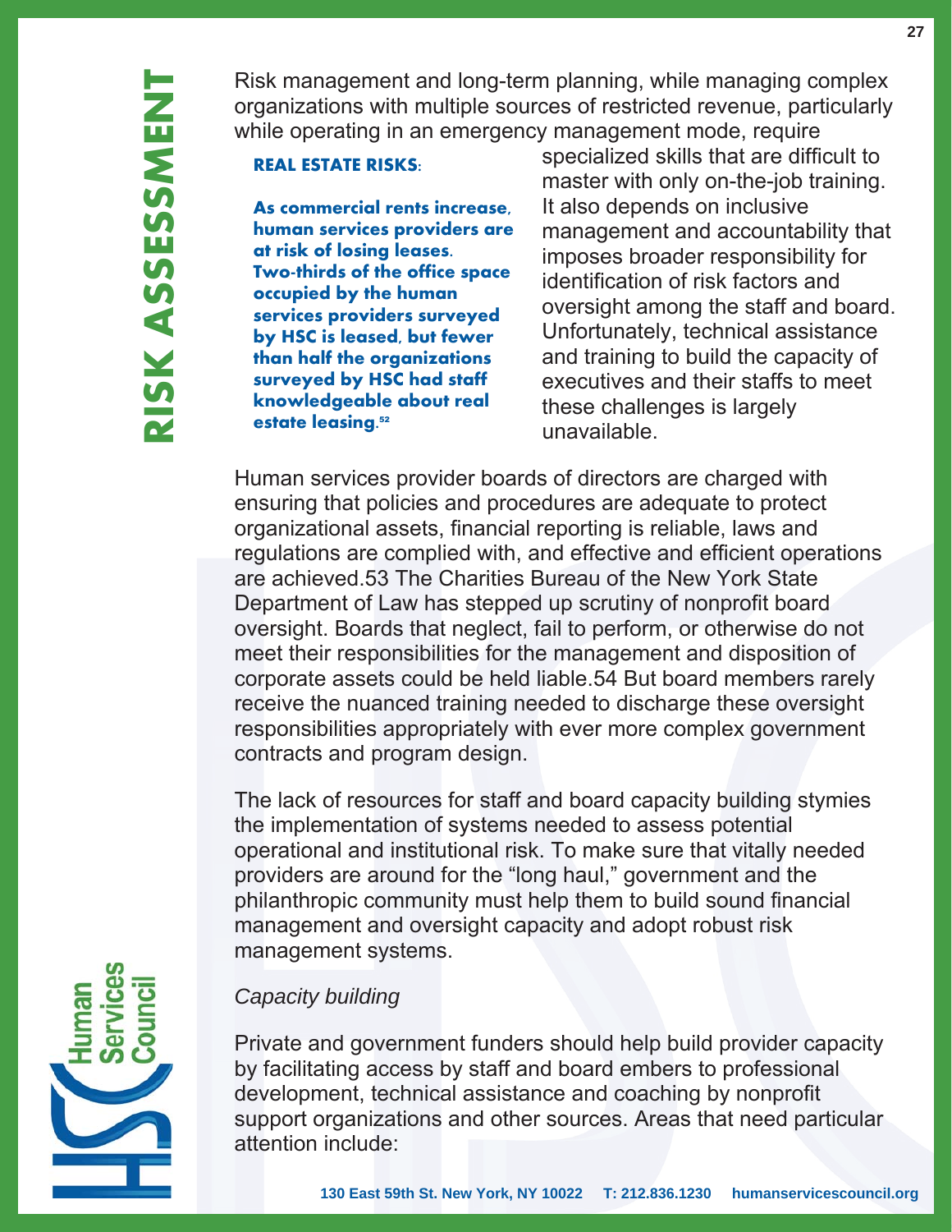Risk management and long-term planning, while managing complex organizations with multiple sources of restricted revenue, particularly while operating in an emergency management mode, require specialized skills that are difficult to master with only on-the-job training. It also depends on inclusive management and accountability that imposes broader responsibility for identification of risk factors and oversight among the staff and board. Unfortunately, technical assistance and training to build the capacity of executives and their staffs to meet these challenges is largely unavailable.

**REAL ESTATE RISKS:**

**As commercial rents increase, human services providers are at risk of losing leases. Two-thirds of the office space occupied by the human services providers surveyed by HSC is leased, but fewer than half the organizations surveyed by HSC had staff knowledgeable about real estate leasing.[52]**

Human services provider boards of directors are charged with ensuring that policies and procedures are adequate to protect organizational assets, financial reporting is reliable, laws and regulations are complied with, and effective and efficient operations are achieved.53 The Charities Bureau of the New York State Department of Law has stepped up scrutiny of nonprofit board oversight. Boards that neglect, fail to perform, or otherwise do not meet their responsibilities for the management and disposition of corporate assets could be held liable.54 But board members rarely receive the nuanced training needed to discharge these oversight responsibilities appropriately with ever more complex government contracts and program design.

The lack of resources for staff and board capacity building stymies the implementation of systems needed to assess potential operational and institutional risk. To make sure that vitally needed providers are around for the "long haul," government and the philanthropic community must help them to build sound financial management and oversight capacity and adopt robust risk management systems.

*Capacity building*

Private and government funders should help build provider capacity by facilitating access by staff and board embers to professional development, technical assistance and coaching by nonprofit support organizations and other sources. Areas that need particular attention include: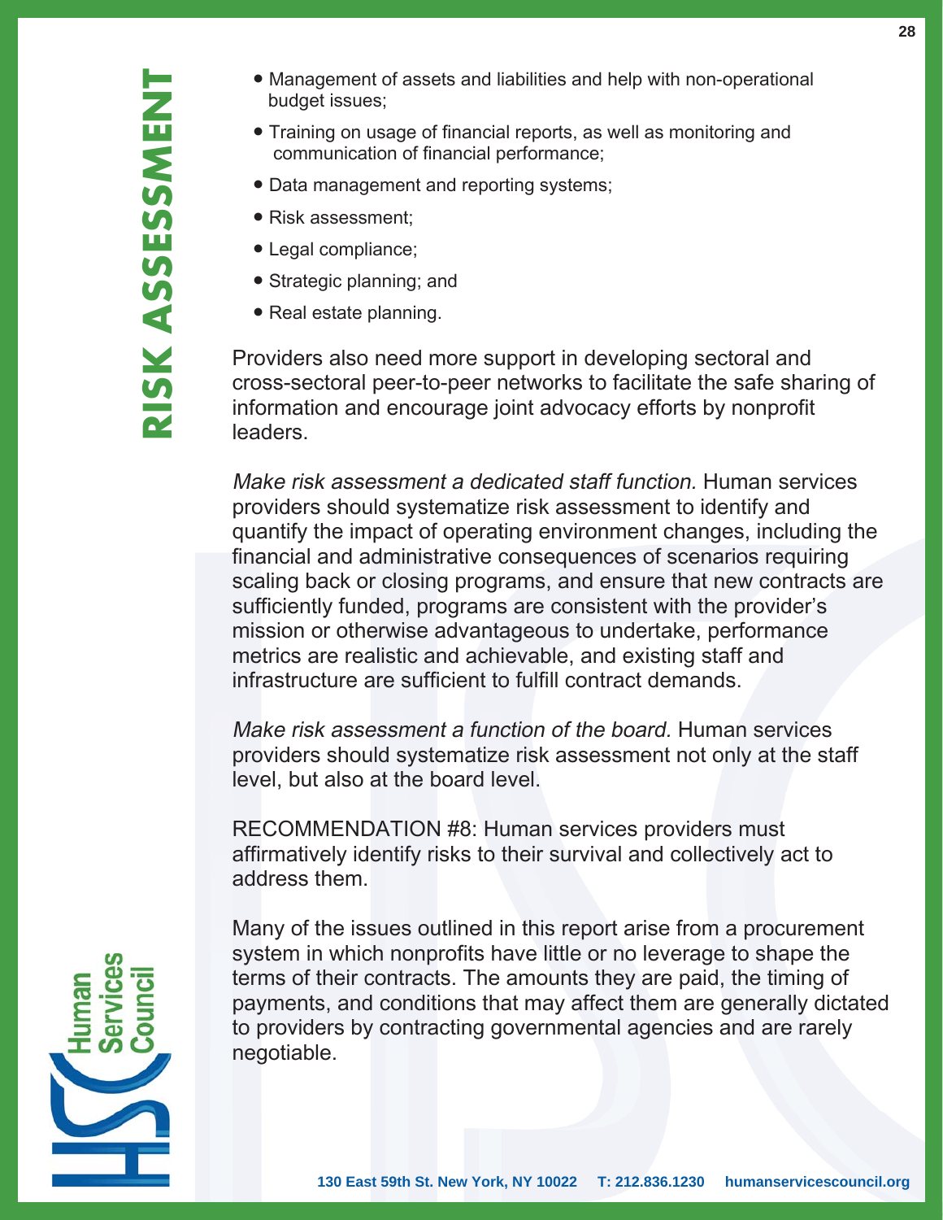- Management of assets and liabilities and help with non-operational budget issues;
- Training on usage of financial reports, as well as monitoring and communication of financial performance;
- Data management and reporting systems;
- Risk assessment;
- Legal compliance;
- Strategic planning; and
- Real estate planning.

Providers also need more support in developing sectoral and cross-sectoral peer-to-peer networks to facilitate the safe sharing of information and encourage joint advocacy efforts by nonprofit leaders.

*Make risk assessment a dedicated staff function.* Human services providers should systematize risk assessment to identify and quantify the impact of operating environment changes, including the financial and administrative consequences of scenarios requiring scaling back or closing programs, and ensure that new contracts are sufficiently funded, programs are consistent with the provider's mission or otherwise advantageous to undertake, performance metrics are realistic and achievable, and existing staff and infrastructure are sufficient to fulfill contract demands.

*Make risk assessment a function of the board.* Human services providers should systematize risk assessment not only at the staff level, but also at the board level.

RECOMMENDATION #8: Human services providers must affirmatively identify risks to their survival and collectively act to address them.

Many of the issues outlined in this report arise from a procurement system in which nonprofits have little or no leverage to shape the terms of their contracts. The amounts they are paid, the timing of payments, and conditions that may affect them are generally dictated to providers by contracting governmental agencies and are rarely negotiable.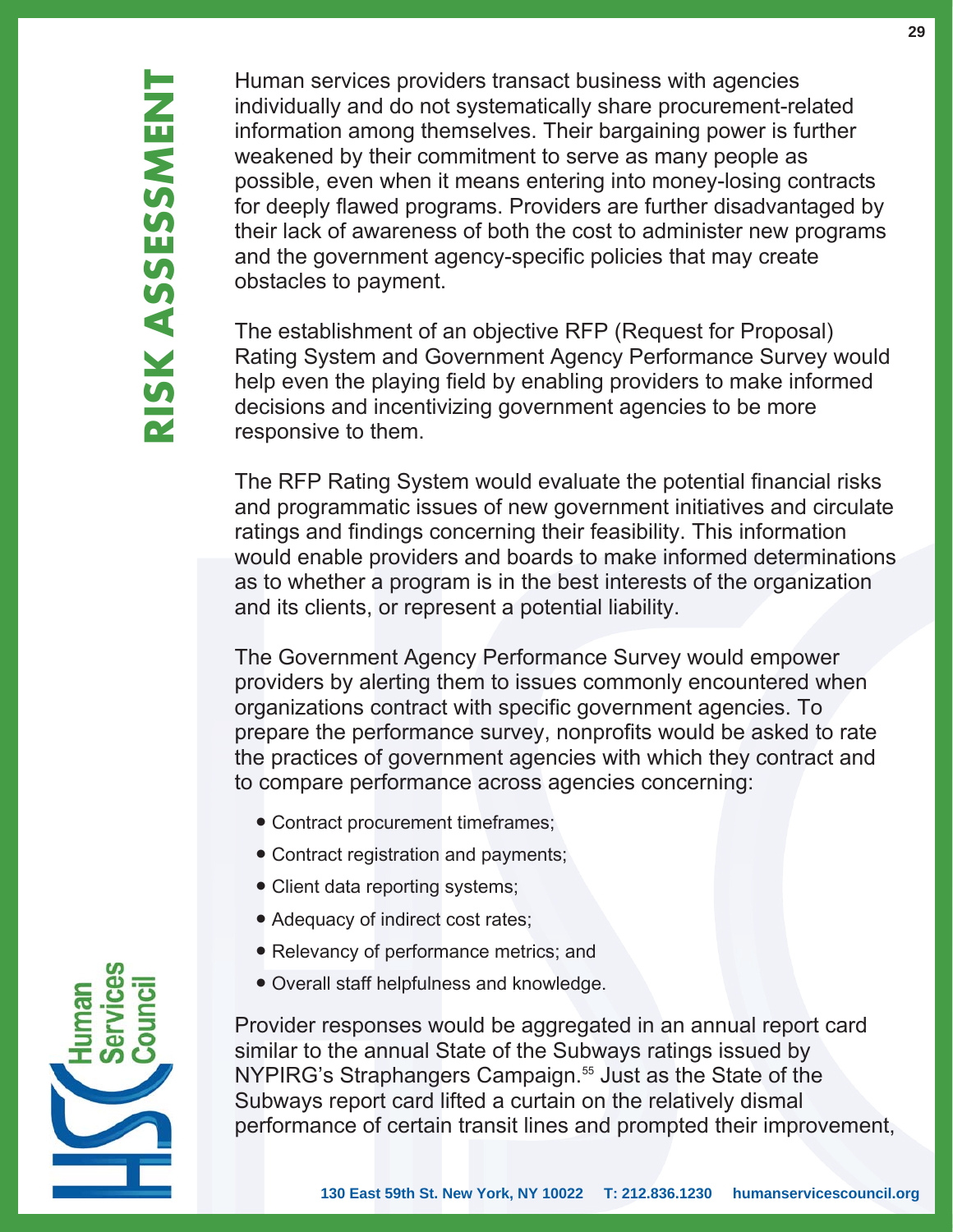Human services providers transact business with agencies individually and do not systematically share procurement-related information among themselves. Their bargaining power is further weakened by their commitment to serve as many people as possible, even when it means entering into money-losing contracts for deeply flawed programs. Providers are further disadvantaged by their lack of awareness of both the cost to administer new programs and the government agency-specific policies that may create obstacles to payment.

The establishment of an objective RFP (Request for Proposal) Rating System and Government Agency Performance Survey would help even the playing field by enabling providers to make informed decisions and incentivizing government agencies to be more responsive to them.

The RFP Rating System would evaluate the potential financial risks and programmatic issues of new government initiatives and circulate ratings and findings concerning their feasibility. This information would enable providers and boards to make informed determinations as to whether a program is in the best interests of the organization and its clients, or represent a potential liability.

The Government Agency Performance Survey would empower providers by alerting them to issues commonly encountered when organizations contract with specific government agencies. To prepare the performance survey, nonprofits would be asked to rate the practices of government agencies with which they contract and to compare performance across agencies concerning:

- Contract procurement timeframes;
- Contract registration and payments;
- Client data reporting systems;
- Adequacy of indirect cost rates;
- Relevancy of performance metrics; and
- Overall staff helpfulness and knowledge.

Provider responses would be aggregated in an annual report card similar to the annual State of the Subways ratings issued by NYPIRG's Straphangers Campaign.[55] Just as the State of the Subways report card lifted a curtain on the relatively dismal performance of certain transit lines and prompted their improvement,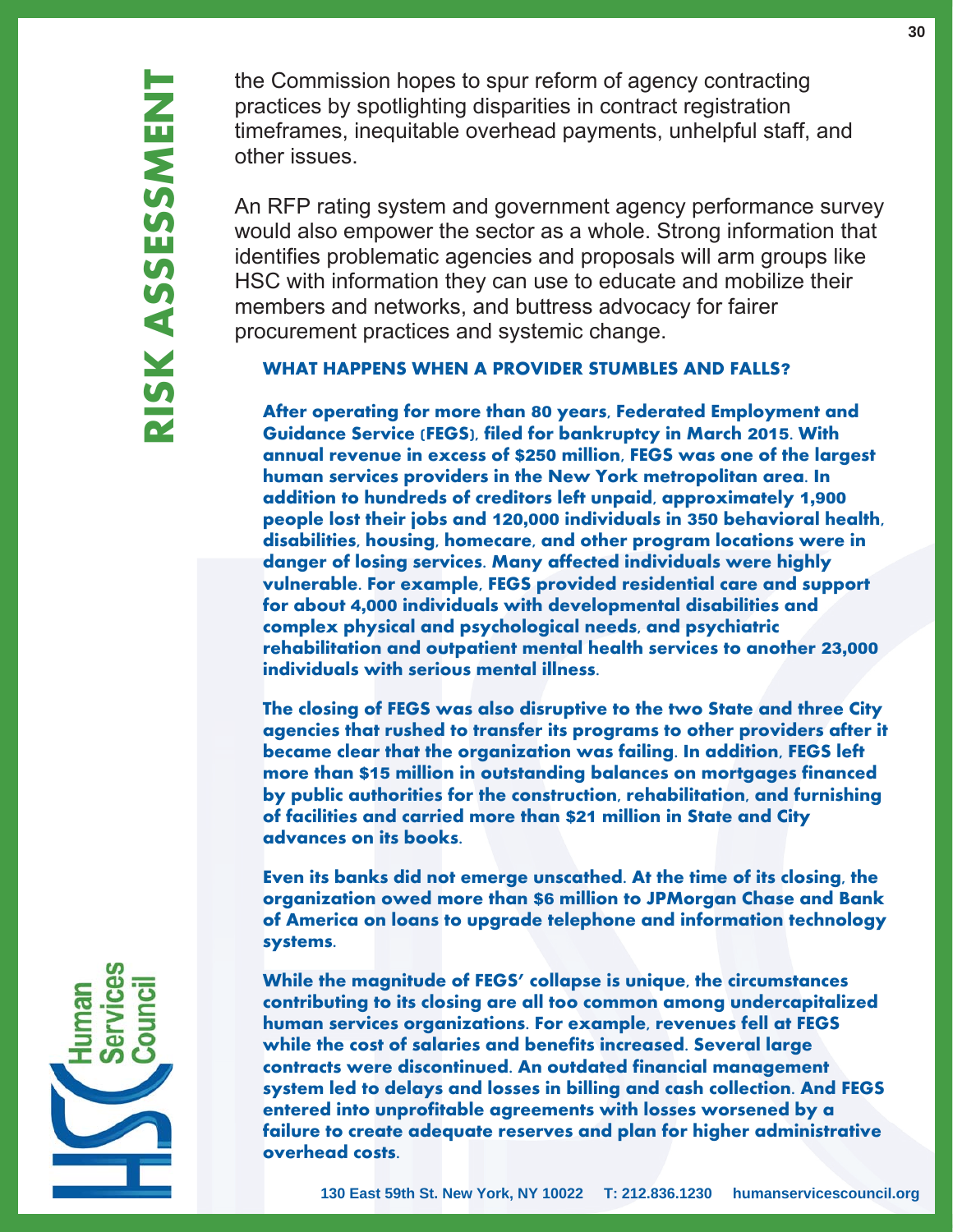the Commission hopes to spur reform of agency contracting practices by spotlighting disparities in contract registration timeframes, inequitable overhead payments, unhelpful staff, and other issues.

An RFP rating system and government agency performance survey would also empower the sector as a whole. Strong information that identifies problematic agencies and proposals will arm groups like HSC with information they can use to educate and mobilize their members and networks, and buttress advocacy for fairer procurement practices and systemic change.

### WHAT HAPPENS WHEN A PROVIDER STUMBLES AND FALLS?

**After operating for more than 80 years, Federated Employment and Guidance Service (FEGS), filed for bankruptcy in March 2015. With annual revenue in excess of $250 million, FEGS was one of the largest human services providers in the New York metropolitan area. In addition to hundreds of creditors left unpaid, approximately 1,900 people lost their jobs and 120,000 individuals in 350 behavioral health, disabilities, housing, homecare, and other program locations were in danger of losing services. Many affected individuals were highly vulnerable. For example, FEGS provided residential care and support for about 4,000 individuals with developmental disabilities and complex physical and psychological needs, and psychiatric rehabilitation and outpatient mental health services to another 23,000 individuals with serious mental illness.**

**The closing of FEGS was also disruptive to the two State and three City agencies that rushed to transfer its programs to other providers after it became clear that the organization was failing. In addition, FEGS left more than $15 million in outstanding balances on mortgages financed by public authorities for the construction, rehabilitation, and furnishing of facilities and carried more than $21 million in State and City advances on its books.**

**Even its banks did not emerge unscathed. At the time of its closing, the organization owed more than $6 million to JPMorgan Chase and Bank of America on loans to upgrade telephone and information technology systems.**

**While the magnitude of FEGS' collapse is unique, the circumstances contributing to its closing are all too common among undercapitalized human services organizations. For example, revenues fell at FEGS while the cost of salaries and benefits increased. Several large contracts were discontinued. An outdated financial management system led to delays and losses in billing and cash collection. And FEGS entered into unprofitable agreements with losses worsened by a failure to create adequate reserves and plan for higher administrative overhead costs.**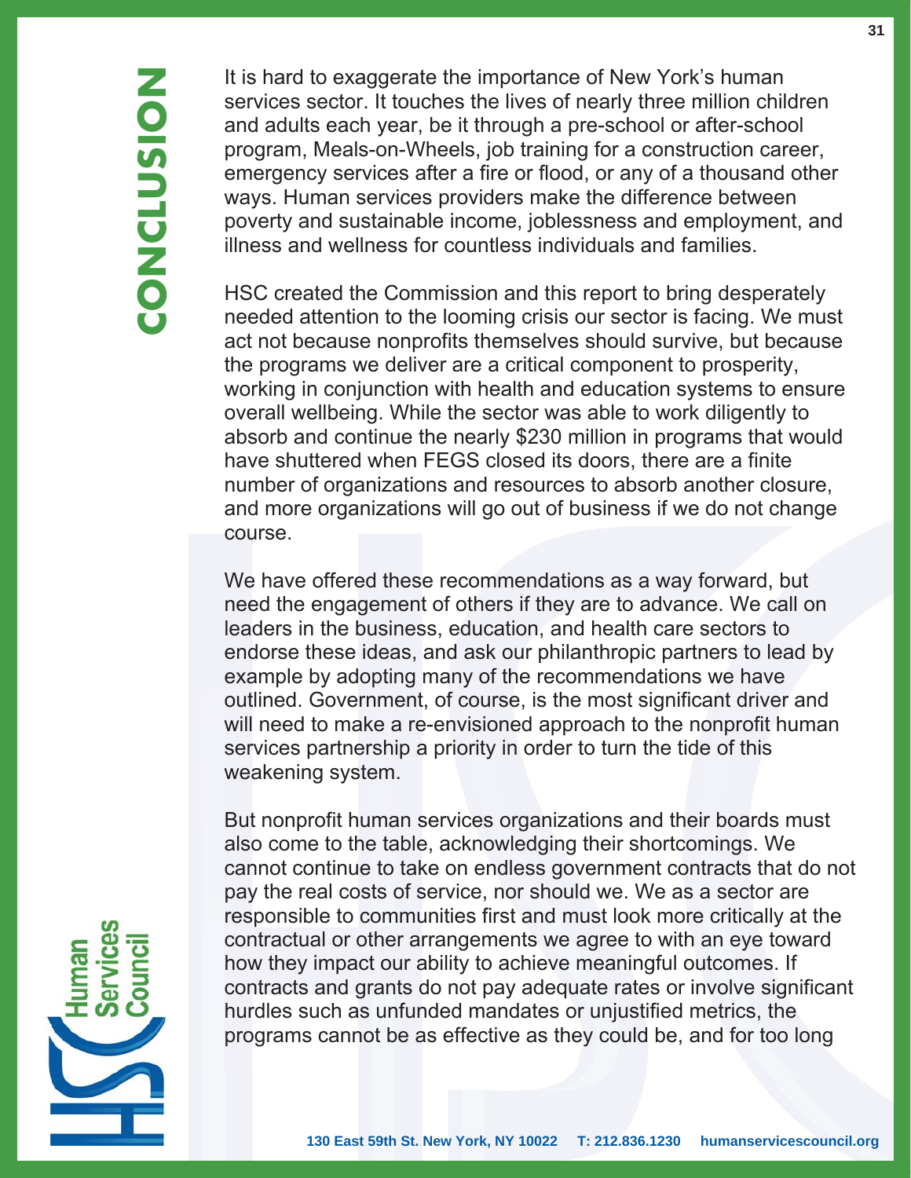# CONCLUSION

It is hard to exaggerate the importance of New York's human services sector. It touches the lives of nearly three million children and adults each year, be it through a pre-school or after-school program, Meals-on-Wheels, job training for a construction career, emergency services after a fire or flood, or any of a thousand other ways. Human services providers make the difference between poverty and sustainable income, joblessness and employment, and illness and wellness for countless individuals and families.

HSC created the Commission and this report to bring desperately needed attention to the looming crisis our sector is facing. We must act not because nonprofits themselves should survive, but because the programs we deliver are a critical component to prosperity, working in conjunction with health and education systems to ensure overall wellbeing. While the sector was able to work diligently to absorb and continue the nearly $230 million in programs that would have shuttered when FEGS closed its doors, there are a finite number of organizations and resources to absorb another closure, and more organizations will go out of business if we do not change course.

We have offered these recommendations as a way forward, but need the engagement of others if they are to advance. We call on leaders in the business, education, and health care sectors to endorse these ideas, and ask our philanthropic partners to lead by example by adopting many of the recommendations we have outlined. Government, of course, is the most significant driver and will need to make a re-envisioned approach to the nonprofit human services partnership a priority in order to turn the tide of this weakening system.

But nonprofit human services organizations and their boards must also come to the table, acknowledging their shortcomings. We cannot continue to take on endless government contracts that do not pay the real costs of service, nor should we. We as a sector are responsible to communities first and must look more critically at the contractual or other arrangements we agree to with an eye toward how they impact our ability to achieve meaningful outcomes. If contracts and grants do not pay adequate rates or involve significant hurdles such as unfunded mandates or unjustified metrics, the programs cannot be as effective as they could be, and for too long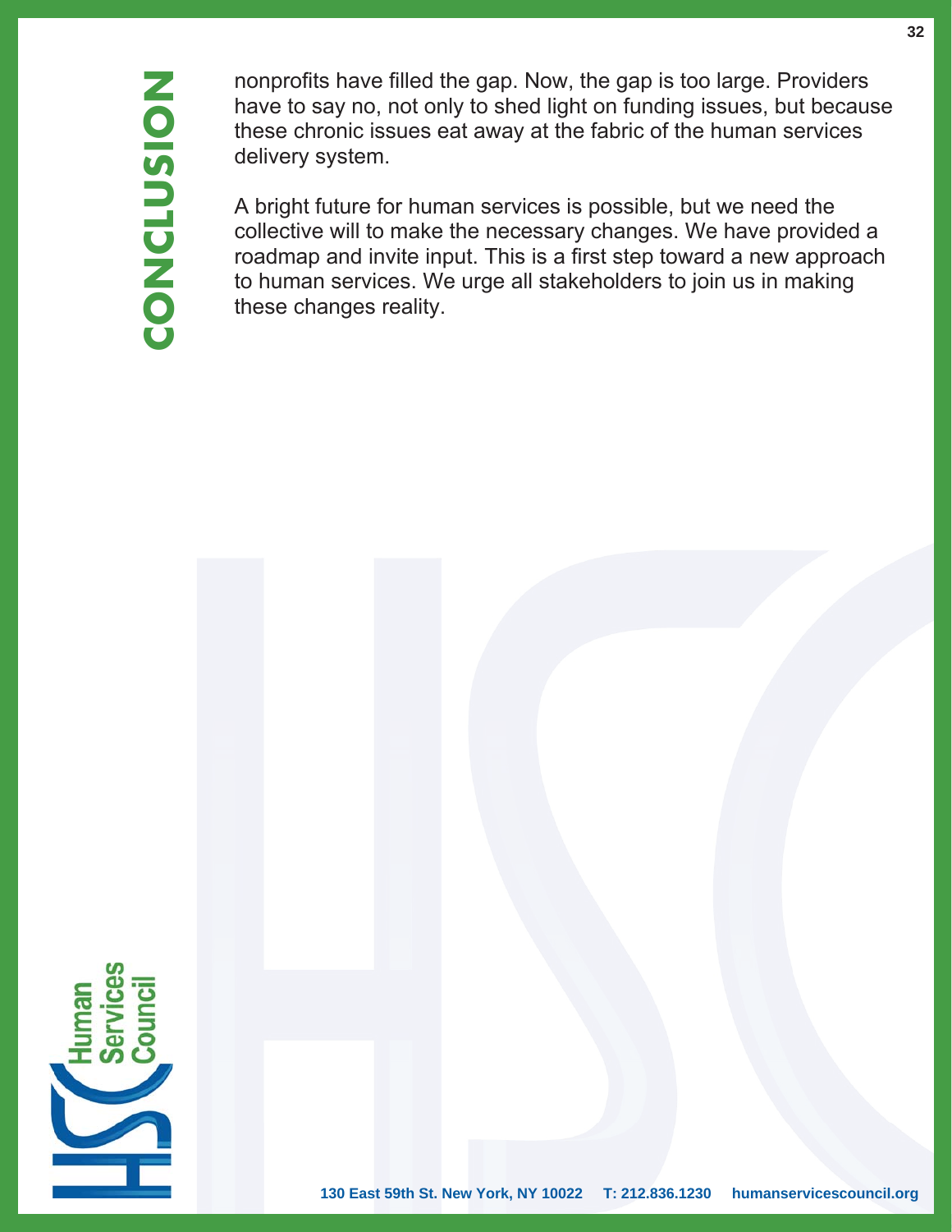# CONCLUSION

nonprofits have filled the gap. Now, the gap is too large. Providers have to say no, not only to shed light on funding issues, but because these chronic issues eat away at the fabric of the human services delivery system.

A bright future for human services is possible, but we need the collective will to make the necessary changes. We have provided a roadmap and invite input. This is a first step toward a new approach to human services. We urge all stakeholders to join us in making these changes reality.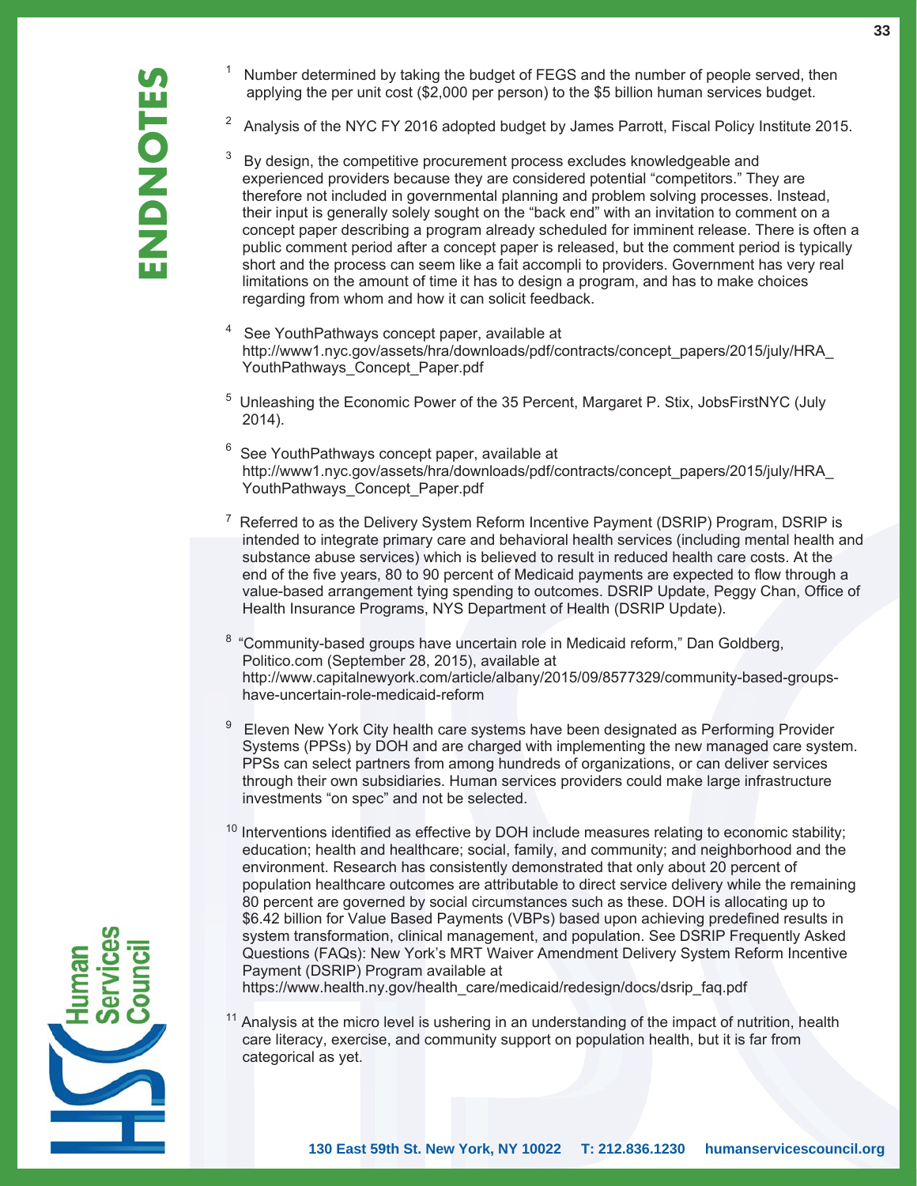# ENDNOTES

[1] Number determined by taking the budget of FEGS and the number of people served, then applying the per unit cost ($2,000 per person) to the $5 billion human services budget.

[2] Analysis of the NYC FY 2016 adopted budget by James Parrott, Fiscal Policy Institute 2015.

[3] By design, the competitive procurement process excludes knowledgeable and experienced providers because they are considered potential "competitors." They are therefore not included in governmental planning and problem solving processes. Instead, their input is generally solely sought on the "back end" with an invitation to comment on a concept paper describing a program already scheduled for imminent release. There is often a public comment period after a concept paper is released, but the comment period is typically short and the process can seem like a fait accompli to providers. Government has very real limitations on the amount of time it has to design a program, and has to make choices regarding from whom and how it can solicit feedback.

[4] See YouthPathways concept paper, available at http://www1.nyc.gov/assets/hra/downloads/pdf/contracts/concept_papers/2015/july/HRA_YouthPathways_Concept_Paper.pdf

[5] Unleashing the Economic Power of the 35 Percent, Margaret P. Stix, JobsFirstNYC (July 2014).

[6] See YouthPathways concept paper, available at http://www1.nyc.gov/assets/hra/downloads/pdf/contracts/concept_papers/2015/july/HRA_YouthPathways_Concept_Paper.pdf

[7] Referred to as the Delivery System Reform Incentive Payment (DSRIP) Program, DSRIP is intended to integrate primary care and behavioral health services (including mental health and substance abuse services) which is believed to result in reduced health care costs. At the end of the five years, 80 to 90 percent of Medicaid payments are expected to flow through a value-based arrangement tying spending to outcomes. DSRIP Update, Peggy Chan, Office of Health Insurance Programs, NYS Department of Health (DSRIP Update).

[8] "Community-based groups have uncertain role in Medicaid reform," Dan Goldberg, Politico.com (September 28, 2015), available at http://www.capitalnewyork.com/article/albany/2015/09/8577329/community-based-groups-have-uncertain-role-medicaid-reform

[9] Eleven New York City health care systems have been designated as Performing Provider Systems (PPSs) by DOH and are charged with implementing the new managed care system. PPSs can select partners from among hundreds of organizations, or can deliver services through their own subsidiaries. Human services providers could make large infrastructure investments "on spec" and not be selected.

[10] Interventions identified as effective by DOH include measures relating to economic stability; education; health and healthcare; social, family, and community; and neighborhood and the environment. Research has consistently demonstrated that only about 20 percent of population healthcare outcomes are attributable to direct service delivery while the remaining 80 percent are governed by social circumstances such as these. DOH is allocating up to $6.42 billion for Value Based Payments (VBPs) based upon achieving predefined results in system transformation, clinical management, and population. See DSRIP Frequently Asked Questions (FAQs): New York's MRT Waiver Amendment Delivery System Reform Incentive Payment (DSRIP) Program available at https://www.health.ny.gov/health_care/medicaid/redesign/docs/dsrip_faq.pdf

[11] Analysis at the micro level is ushering in an understanding of the impact of nutrition, health care literacy, exercise, and community support on population health, but it is far from categorical as yet.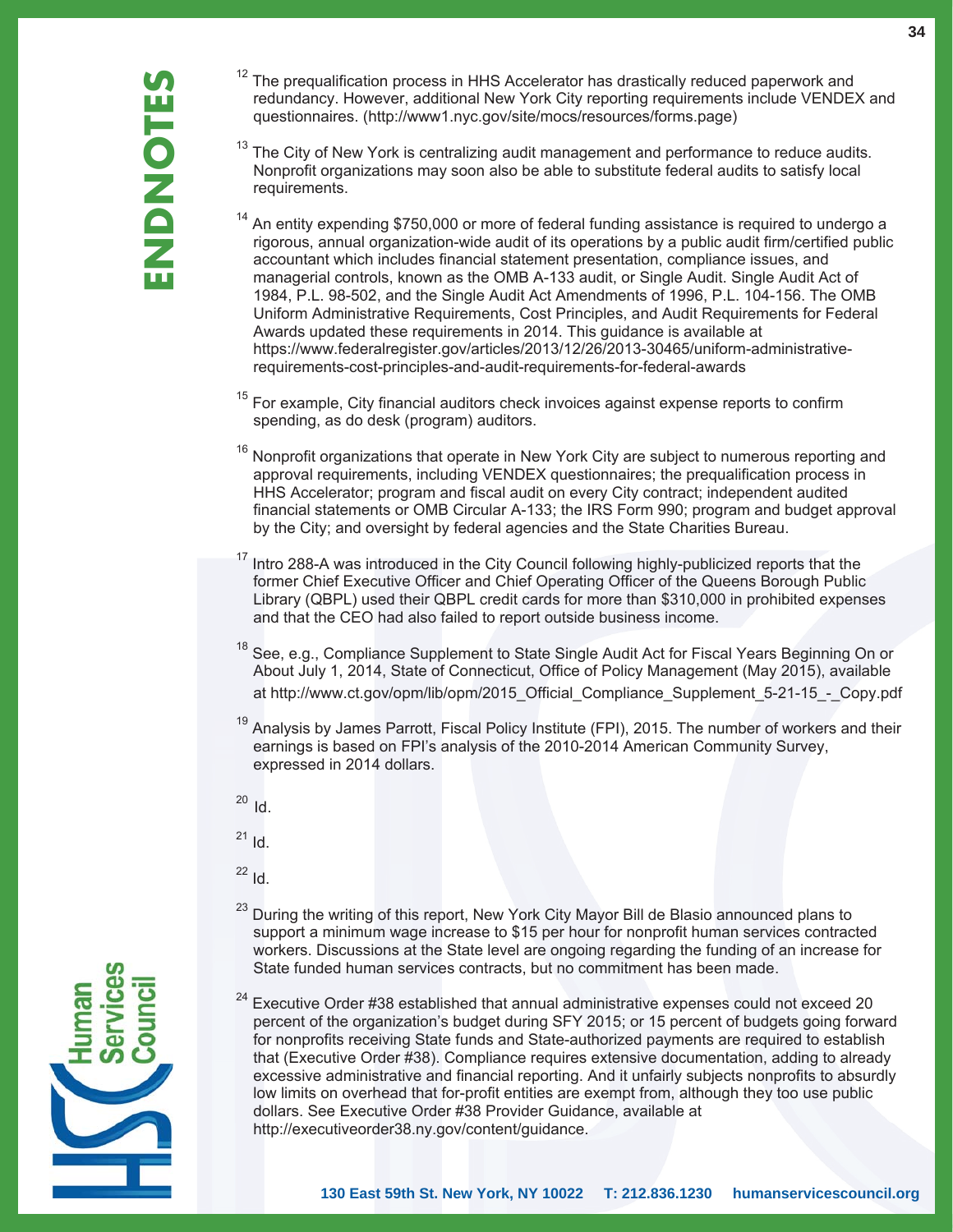# ENDNOTES

[12] The prequalification process in HHS Accelerator has drastically reduced paperwork and redundancy. However, additional New York City reporting requirements include VENDEX and questionnaires. (http://www1.nyc.gov/site/mocs/resources/forms.page)

[13] The City of New York is centralizing audit management and performance to reduce audits. Nonprofit organizations may soon also be able to substitute federal audits to satisfy local requirements.

[14] An entity expending $750,000 or more of federal funding assistance is required to undergo a rigorous, annual organization-wide audit of its operations by a public audit firm/certified public accountant which includes financial statement presentation, compliance issues, and managerial controls, known as the OMB A-133 audit, or Single Audit. Single Audit Act of 1984, P.L. 98-502, and the Single Audit Act Amendments of 1996, P.L. 104-156. The OMB Uniform Administrative Requirements, Cost Principles, and Audit Requirements for Federal Awards updated these requirements in 2014. This guidance is available at https://www.federalregister.gov/articles/2013/12/26/2013-30465/uniform-administrative-requirements-cost-principles-and-audit-requirements-for-federal-awards

[15] For example, City financial auditors check invoices against expense reports to confirm spending, as do desk (program) auditors.

[16] Nonprofit organizations that operate in New York City are subject to numerous reporting and approval requirements, including VENDEX questionnaires; the prequalification process in HHS Accelerator; program and fiscal audit on every City contract; independent audited financial statements or OMB Circular A-133; the IRS Form 990; program and budget approval by the City; and oversight by federal agencies and the State Charities Bureau.

[17] Intro 288-A was introduced in the City Council following highly-publicized reports that the former Chief Executive Officer and Chief Operating Officer of the Queens Borough Public Library (QBPL) used their QBPL credit cards for more than $310,000 in prohibited expenses and that the CEO had also failed to report outside business income.

[18] See, e.g., Compliance Supplement to State Single Audit Act for Fiscal Years Beginning On or About July 1, 2014, State of Connecticut, Office of Policy Management (May 2015), available at http://www.ct.gov/opm/lib/opm/2015_Official_Compliance_Supplement_5-21-15_-_Copy.pdf

[19] Analysis by James Parrott, Fiscal Policy Institute (FPI), 2015. The number of workers and their earnings is based on FPI's analysis of the 2010-2014 American Community Survey, expressed in 2014 dollars.

[20] Id.

[21] Id.

[22] Id.

[23] During the writing of this report, New York City Mayor Bill de Blasio announced plans to support a minimum wage increase to $15 per hour for nonprofit human services contracted workers. Discussions at the State level are ongoing regarding the funding of an increase for State funded human services contracts, but no commitment has been made.

[24] Executive Order #38 established that annual administrative expenses could not exceed 20 percent of the organization's budget during SFY 2015; or 15 percent of budgets going forward for nonprofits receiving State funds and State-authorized payments are required to establish that (Executive Order #38). Compliance requires extensive documentation, adding to already excessive administrative and financial reporting. And it unfairly subjects nonprofits to absurdly low limits on overhead that for-profit entities are exempt from, although they too use public dollars. See Executive Order #38 Provider Guidance, available at http://executiveorder38.ny.gov/content/guidance.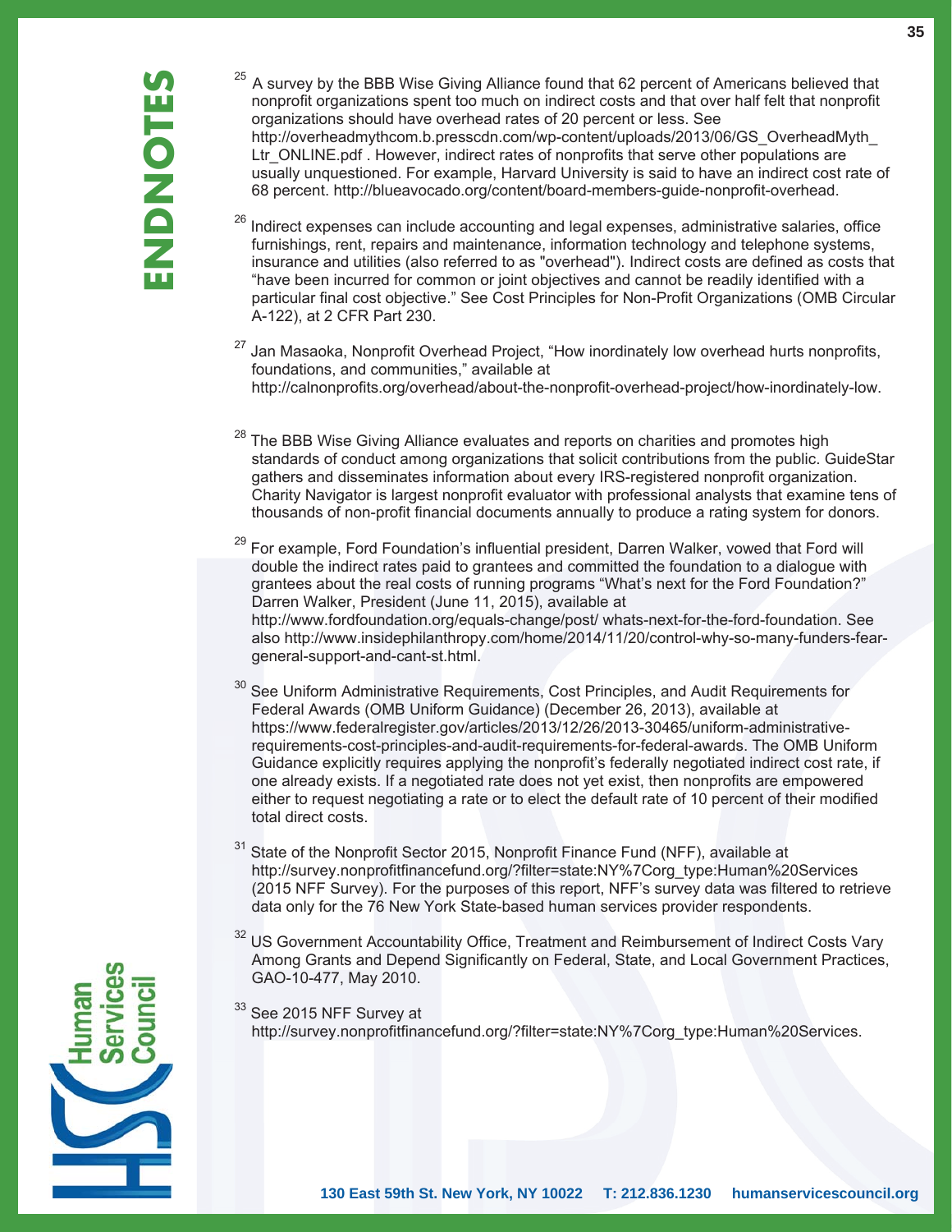# ENDNOTES

[25] A survey by the BBB Wise Giving Alliance found that 62 percent of Americans believed that nonprofit organizations spent too much on indirect costs and that over half felt that nonprofit organizations should have overhead rates of 20 percent or less. See http://overheadmythcom.b.presscdn.com/wp-content/uploads/2013/06/GS_OverheadMyth_Ltr_ONLINE.pdf . However, indirect rates of nonprofits that serve other populations are usually unquestioned. For example, Harvard University is said to have an indirect cost rate of 68 percent. http://blueavocado.org/content/board-members-guide-nonprofit-overhead.

[26] Indirect expenses can include accounting and legal expenses, administrative salaries, office furnishings, rent, repairs and maintenance, information technology and telephone systems, insurance and utilities (also referred to as "overhead"). Indirect costs are defined as costs that "have been incurred for common or joint objectives and cannot be readily identified with a particular final cost objective." See Cost Principles for Non-Profit Organizations (OMB Circular A-122), at 2 CFR Part 230.

[27] Jan Masaoka, Nonprofit Overhead Project, "How inordinately low overhead hurts nonprofits, foundations, and communities," available at http://calnonprofits.org/overhead/about-the-nonprofit-overhead-project/how-inordinately-low.

[28] The BBB Wise Giving Alliance evaluates and reports on charities and promotes high standards of conduct among organizations that solicit contributions from the public. GuideStar gathers and disseminates information about every IRS-registered nonprofit organization. Charity Navigator is largest nonprofit evaluator with professional analysts that examine tens of thousands of non-profit financial documents annually to produce a rating system for donors.

[29] For example, Ford Foundation's influential president, Darren Walker, vowed that Ford will double the indirect rates paid to grantees and committed the foundation to a dialogue with grantees about the real costs of running programs "What's next for the Ford Foundation?" Darren Walker, President (June 11, 2015), available at http://www.fordfoundation.org/equals-change/post/ whats-next-for-the-ford-foundation. See also http://www.insidephilanthropy.com/home/2014/11/20/control-why-so-many-funders-fear-general-support-and-cant-st.html.

[30] See Uniform Administrative Requirements, Cost Principles, and Audit Requirements for Federal Awards (OMB Uniform Guidance) (December 26, 2013), available at https://www.federalregister.gov/articles/2013/12/26/2013-30465/uniform-administrative-requirements-cost-principles-and-audit-requirements-for-federal-awards. The OMB Uniform Guidance explicitly requires applying the nonprofit's federally negotiated indirect cost rate, if one already exists. If a negotiated rate does not yet exist, then nonprofits are empowered either to request negotiating a rate or to elect the default rate of 10 percent of their modified total direct costs.

[31] State of the Nonprofit Sector 2015, Nonprofit Finance Fund (NFF), available at http://survey.nonprofitfinancefund.org/?filter=state:NY%7Corg_type:Human%20Services (2015 NFF Survey). For the purposes of this report, NFF's survey data was filtered to retrieve data only for the 76 New York State-based human services provider respondents.

[32] US Government Accountability Office, Treatment and Reimbursement of Indirect Costs Vary Among Grants and Depend Significantly on Federal, State, and Local Government Practices, GAO-10-477, May 2010.

[33] See 2015 NFF Survey at http://survey.nonprofitfinancefund.org/?filter=state:NY%7Corg_type:Human%20Services.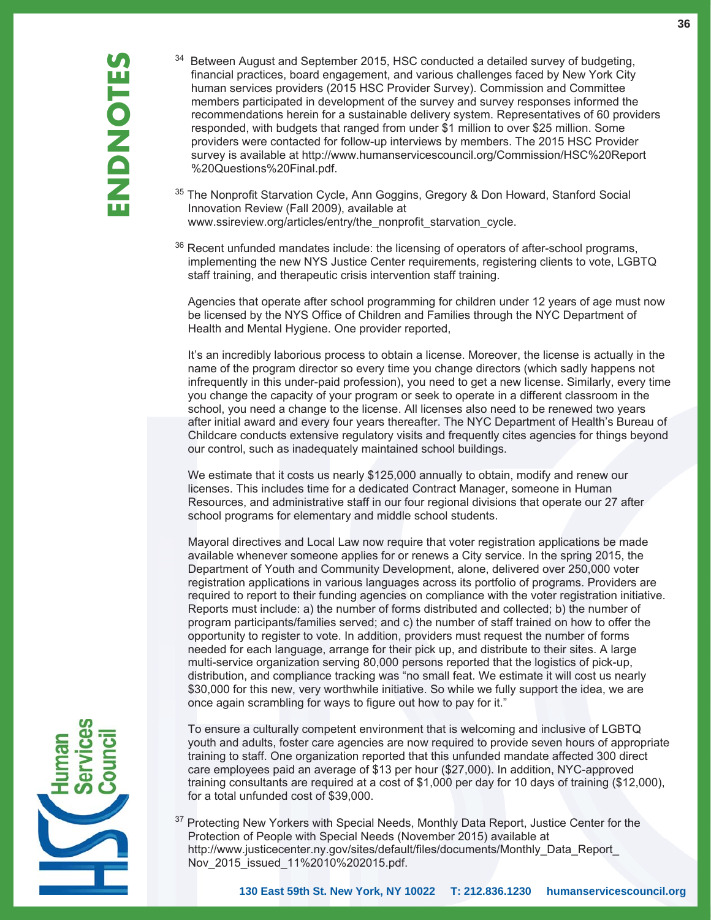# ENDNOTES

[34] Between August and September 2015, HSC conducted a detailed survey of budgeting, financial practices, board engagement, and various challenges faced by New York City human services providers (2015 HSC Provider Survey). Commission and Committee members participated in development of the survey and survey responses informed the recommendations herein for a sustainable delivery system. Representatives of 60 providers responded, with budgets that ranged from under $1 million to over $25 million. Some providers were contacted for follow-up interviews by members. The 2015 HSC Provider survey is available at http://www.humanservicescouncil.org/Commission/HSC%20Report%20Questions%20Final.pdf.

[35] The Nonprofit Starvation Cycle, Ann Goggins, Gregory & Don Howard, Stanford Social Innovation Review (Fall 2009), available at www.ssireview.org/articles/entry/the_nonprofit_starvation_cycle.

[36] Recent unfunded mandates include: the licensing of operators of after-school programs, implementing the new NYS Justice Center requirements, registering clients to vote, LGBTQ staff training, and therapeutic crisis intervention staff training.

Agencies that operate after school programming for children under 12 years of age must now be licensed by the NYS Office of Children and Families through the NYC Department of Health and Mental Hygiene. One provider reported,

It's an incredibly laborious process to obtain a license. Moreover, the license is actually in the name of the program director so every time you change directors (which sadly happens not infrequently in this under-paid profession), you need to get a new license. Similarly, every time you change the capacity of your program or seek to operate in a different classroom in the school, you need a change to the license. All licenses also need to be renewed two years after initial award and every four years thereafter. The NYC Department of Health's Bureau of Childcare conducts extensive regulatory visits and frequently cites agencies for things beyond our control, such as inadequately maintained school buildings.

We estimate that it costs us nearly $125,000 annually to obtain, modify and renew our licenses. This includes time for a dedicated Contract Manager, someone in Human Resources, and administrative staff in our four regional divisions that operate our 27 after school programs for elementary and middle school students.

Mayoral directives and Local Law now require that voter registration applications be made available whenever someone applies for or renews a City service. In the spring 2015, the Department of Youth and Community Development, alone, delivered over 250,000 voter registration applications in various languages across its portfolio of programs. Providers are required to report to their funding agencies on compliance with the voter registration initiative. Reports must include: a) the number of forms distributed and collected; b) the number of program participants/families served; and c) the number of staff trained on how to offer the opportunity to register to vote. In addition, providers must request the number of forms needed for each language, arrange for their pick up, and distribute to their sites. A large multi-service organization serving 80,000 persons reported that the logistics of pick-up, distribution, and compliance tracking was "no small feat. We estimate it will cost us nearly $30,000 for this new, very worthwhile initiative. So while we fully support the idea, we are once again scrambling for ways to figure out how to pay for it."

To ensure a culturally competent environment that is welcoming and inclusive of LGBTQ youth and adults, foster care agencies are now required to provide seven hours of appropriate training to staff. One organization reported that this unfunded mandate affected 300 direct care employees paid an average of $13 per hour ($27,000). In addition, NYC-approved training consultants are required at a cost of $1,000 per day for 10 days of training ($12,000), for a total unfunded cost of $39,000.

[37] Protecting New Yorkers with Special Needs, Monthly Data Report, Justice Center for the Protection of People with Special Needs (November 2015) available at http://www.justicecenter.ny.gov/sites/default/files/documents/Monthly_Data_Report_Nov_2015_issued_11%2010%202015.pdf.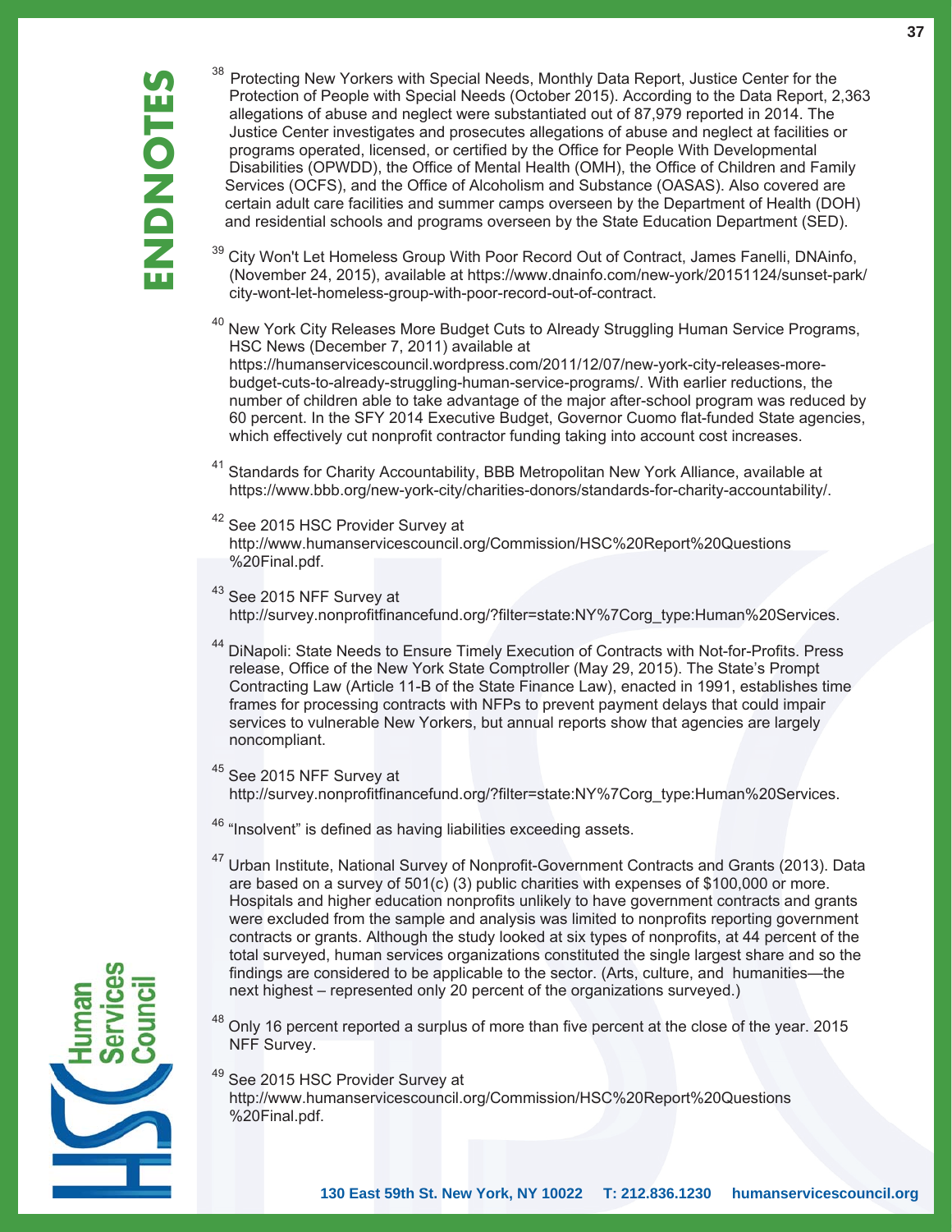# ENDNOTES

[38] Protecting New Yorkers with Special Needs, Monthly Data Report, Justice Center for the Protection of People with Special Needs (October 2015). According to the Data Report, 2,363 allegations of abuse and neglect were substantiated out of 87,979 reported in 2014. The Justice Center investigates and prosecutes allegations of abuse and neglect at facilities or programs operated, licensed, or certified by the Office for People With Developmental Disabilities (OPWDD), the Office of Mental Health (OMH), the Office of Children and Family Services (OCFS), and the Office of Alcoholism and Substance (OASAS). Also covered are certain adult care facilities and summer camps overseen by the Department of Health (DOH) and residential schools and programs overseen by the State Education Department (SED).

[39] City Won't Let Homeless Group With Poor Record Out of Contract, James Fanelli, DNAinfo, (November 24, 2015), available at https://www.dnainfo.com/new-york/20151124/sunset-park/city-wont-let-homeless-group-with-poor-record-out-of-contract.

[40] New York City Releases More Budget Cuts to Already Struggling Human Service Programs, HSC News (December 7, 2011) available at https://humanservicescouncil.wordpress.com/2011/12/07/new-york-city-releases-more-budget-cuts-to-already-struggling-human-service-programs/. With earlier reductions, the number of children able to take advantage of the major after-school program was reduced by 60 percent. In the SFY 2014 Executive Budget, Governor Cuomo flat-funded State agencies, which effectively cut nonprofit contractor funding taking into account cost increases.

[41] Standards for Charity Accountability, BBB Metropolitan New York Alliance, available at https://www.bbb.org/new-york-city/charities-donors/standards-for-charity-accountability/.

[42] See 2015 HSC Provider Survey at http://www.humanservicescouncil.org/Commission/HSC%20Report%20Questions%20Final.pdf.

[43] See 2015 NFF Survey at http://survey.nonprofitfinancefund.org/?filter=state:NY%7Corg_type:Human%20Services.

[44] DiNapoli: State Needs to Ensure Timely Execution of Contracts with Not-for-Profits. Press release, Office of the New York State Comptroller (May 29, 2015). The State's Prompt Contracting Law (Article 11-B of the State Finance Law), enacted in 1991, establishes time frames for processing contracts with NFPs to prevent payment delays that could impair services to vulnerable New Yorkers, but annual reports show that agencies are largely noncompliant.

[45] See 2015 NFF Survey at http://survey.nonprofitfinancefund.org/?filter=state:NY%7Corg_type:Human%20Services.

[46] "Insolvent" is defined as having liabilities exceeding assets.

[47] Urban Institute, National Survey of Nonprofit-Government Contracts and Grants (2013). Data are based on a survey of 501(c) (3) public charities with expenses of $100,000 or more. Hospitals and higher education nonprofits unlikely to have government contracts and grants were excluded from the sample and analysis was limited to nonprofits reporting government contracts or grants. Although the study looked at six types of nonprofits, at 44 percent of the total surveyed, human services organizations constituted the single largest share and so the findings are considered to be applicable to the sector. (Arts, culture, and humanities—the next highest – represented only 20 percent of the organizations surveyed.)

[48] Only 16 percent reported a surplus of more than five percent at the close of the year. 2015 NFF Survey.

[49] See 2015 HSC Provider Survey at http://www.humanservicescouncil.org/Commission/HSC%20Report%20Questions%20Final.pdf.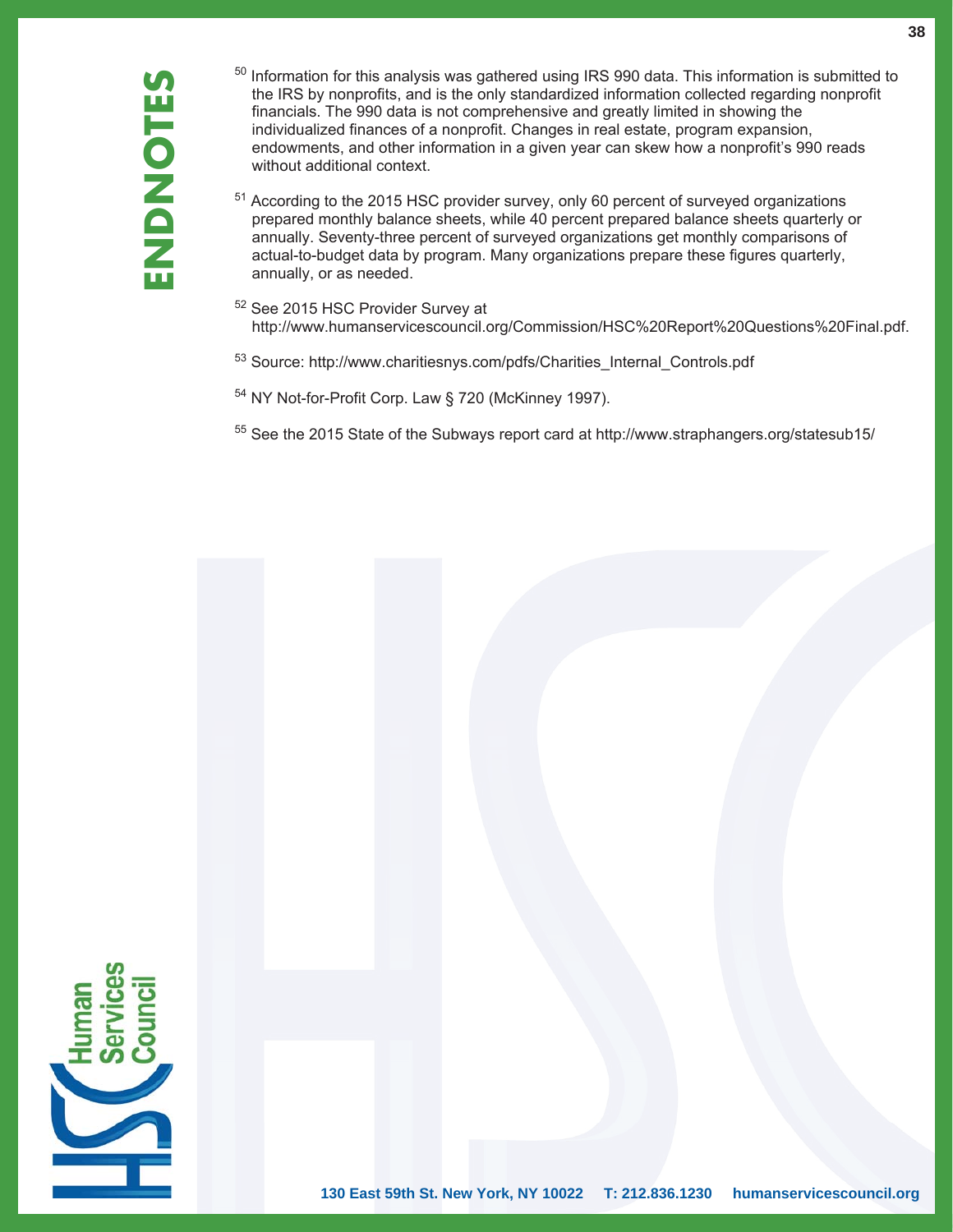# ENDNOTES

[50] Information for this analysis was gathered using IRS 990 data. This information is submitted to the IRS by nonprofits, and is the only standardized information collected regarding nonprofit financials. The 990 data is not comprehensive and greatly limited in showing the individualized finances of a nonprofit. Changes in real estate, program expansion, endowments, and other information in a given year can skew how a nonprofit's 990 reads without additional context.

[51] According to the 2015 HSC provider survey, only 60 percent of surveyed organizations prepared monthly balance sheets, while 40 percent prepared balance sheets quarterly or annually. Seventy-three percent of surveyed organizations get monthly comparisons of actual-to-budget data by program. Many organizations prepare these figures quarterly, annually, or as needed.

[52] See 2015 HSC Provider Survey at http://www.humanservicescouncil.org/Commission/HSC%20Report%20Questions%20Final.pdf.

[53] Source: http://www.charitiesnys.com/pdfs/Charities_Internal_Controls.pdf

[54] NY Not-for-Profit Corp. Law § 720 (McKinney 1997).

[55] See the 2015 State of the Subways report card at http://www.straphangers.org/statesub15/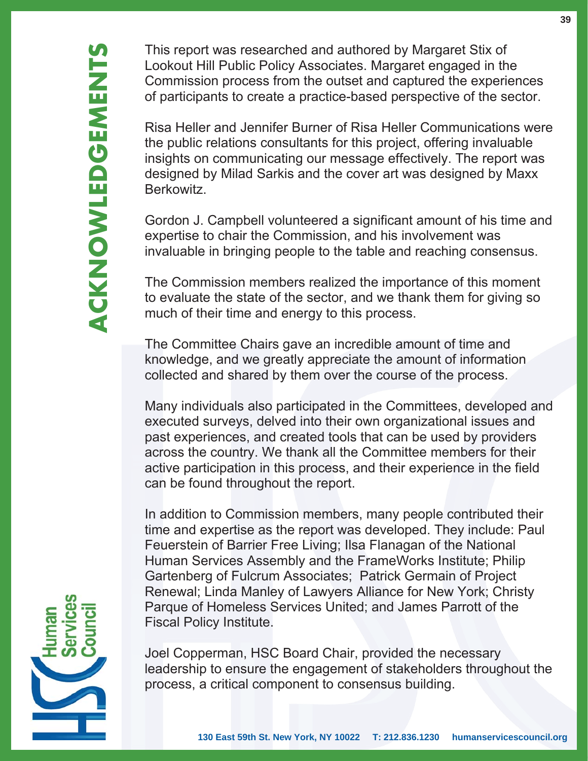# ACKNOWLEDGEMENTS

This report was researched and authored by Margaret Stix of Lookout Hill Public Policy Associates. Margaret engaged in the Commission process from the outset and captured the experiences of participants to create a practice-based perspective of the sector.

Risa Heller and Jennifer Burner of Risa Heller Communications were the public relations consultants for this project, offering invaluable insights on communicating our message effectively. The report was designed by Milad Sarkis and the cover art was designed by Maxx Berkowitz.

Gordon J. Campbell volunteered a significant amount of his time and expertise to chair the Commission, and his involvement was invaluable in bringing people to the table and reaching consensus.

The Commission members realized the importance of this moment to evaluate the state of the sector, and we thank them for giving so much of their time and energy to this process.

The Committee Chairs gave an incredible amount of time and knowledge, and we greatly appreciate the amount of information collected and shared by them over the course of the process.

Many individuals also participated in the Committees, developed and executed surveys, delved into their own organizational issues and past experiences, and created tools that can be used by providers across the country. We thank all the Committee members for their active participation in this process, and their experience in the field can be found throughout the report.

In addition to Commission members, many people contributed their time and expertise as the report was developed. They include: Paul Feuerstein of Barrier Free Living; Ilsa Flanagan of the National Human Services Assembly and the FrameWorks Institute; Philip Gartenberg of Fulcrum Associates; Patrick Germain of Project Renewal; Linda Manley of Lawyers Alliance for New York; Christy Parque of Homeless Services United; and James Parrott of the Fiscal Policy Institute.

Joel Copperman, HSC Board Chair, provided the necessary leadership to ensure the engagement of stakeholders throughout the process, a critical component to consensus building.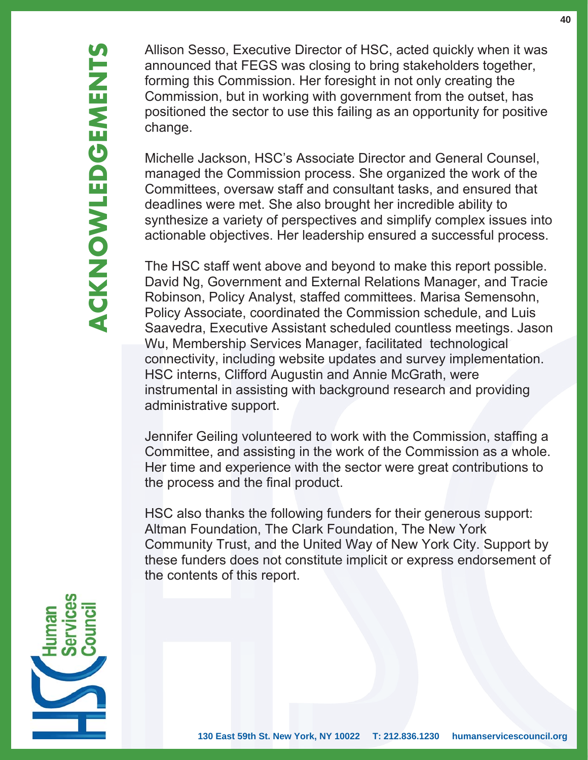# ACKNOWLEDGEMENTS

Allison Sesso, Executive Director of HSC, acted quickly when it was announced that FEGS was closing to bring stakeholders together, forming this Commission. Her foresight in not only creating the Commission, but in working with government from the outset, has positioned the sector to use this failing as an opportunity for positive change.

Michelle Jackson, HSC's Associate Director and General Counsel, managed the Commission process. She organized the work of the Committees, oversaw staff and consultant tasks, and ensured that deadlines were met. She also brought her incredible ability to synthesize a variety of perspectives and simplify complex issues into actionable objectives. Her leadership ensured a successful process.

The HSC staff went above and beyond to make this report possible. David Ng, Government and External Relations Manager, and Tracie Robinson, Policy Analyst, staffed committees. Marisa Semensohn, Policy Associate, coordinated the Commission schedule, and Luis Saavedra, Executive Assistant scheduled countless meetings. Jason Wu, Membership Services Manager, facilitated technological connectivity, including website updates and survey implementation. HSC interns, Clifford Augustin and Annie McGrath, were instrumental in assisting with background research and providing administrative support.

Jennifer Geiling volunteered to work with the Commission, staffing a Committee, and assisting in the work of the Commission as a whole. Her time and experience with the sector were great contributions to the process and the final product.

HSC also thanks the following funders for their generous support: Altman Foundation, The Clark Foundation, The New York Community Trust, and the United Way of New York City. Support by these funders does not constitute implicit or express endorsement of the contents of this report.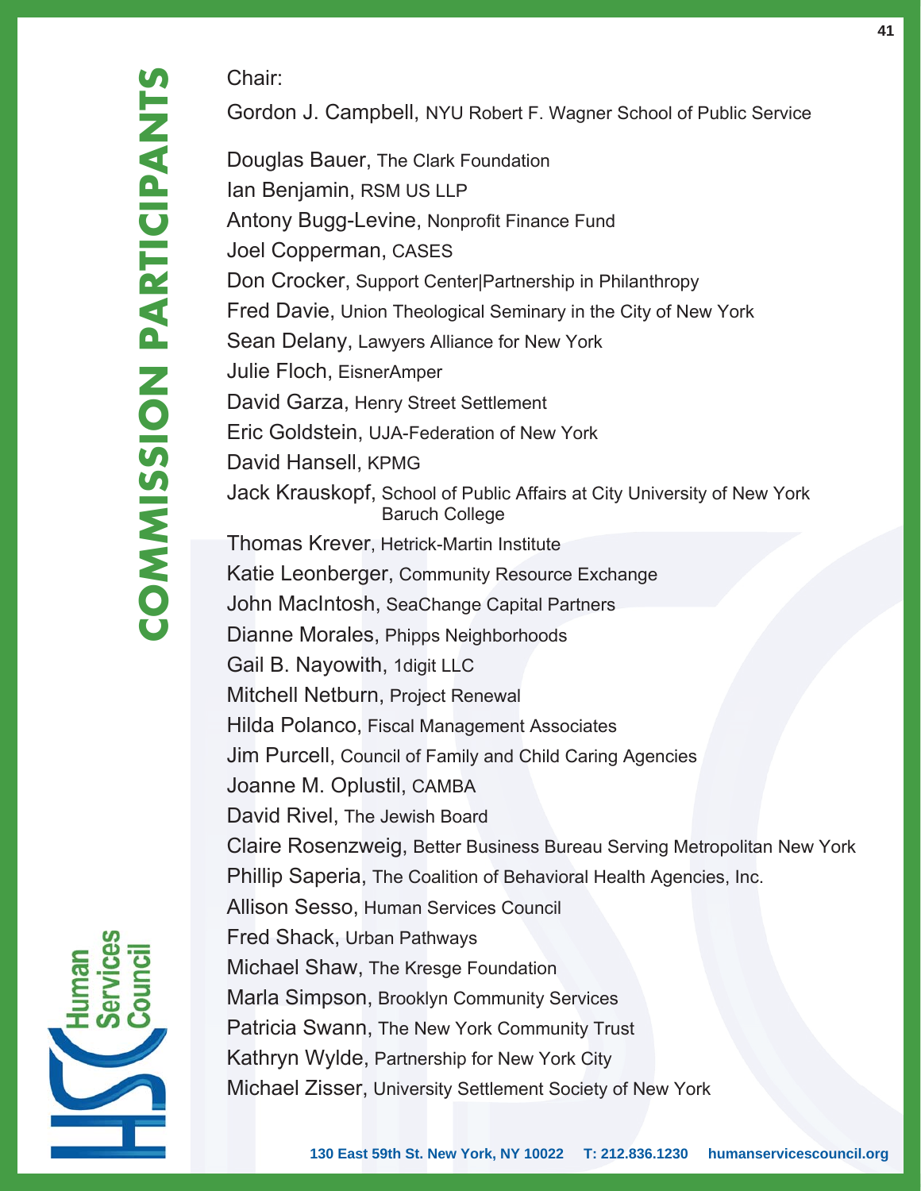# COMMISSION PARTICIPANTS

Chair:

Gordon J. Campbell, NYU Robert F. Wagner School of Public Service

Douglas Bauer, The Clark Foundation
Ian Benjamin, RSM US LLP
Antony Bugg-Levine, Nonprofit Finance Fund
Joel Copperman, CASES
Don Crocker, Support Center|Partnership in Philanthropy
Fred Davie, Union Theological Seminary in the City of New York
Sean Delany, Lawyers Alliance for New York
Julie Floch, EisnerAmper
David Garza, Henry Street Settlement
Eric Goldstein, UJA-Federation of New York
David Hansell, KPMG
Jack Krauskopf, School of Public Affairs at City University of New York Baruch College
Thomas Krever, Hetrick-Martin Institute
Katie Leonberger, Community Resource Exchange
John MacIntosh, SeaChange Capital Partners
Dianne Morales, Phipps Neighborhoods
Gail B. Nayowith, 1digit LLC
Mitchell Netburn, Project Renewal
Hilda Polanco, Fiscal Management Associates
Jim Purcell, Council of Family and Child Caring Agencies
Joanne M. Oplustil, CAMBA
David Rivel, The Jewish Board
Claire Rosenzweig, Better Business Bureau Serving Metropolitan New York
Phillip Saperia, The Coalition of Behavioral Health Agencies, Inc.
Allison Sesso, Human Services Council
Fred Shack, Urban Pathways
Michael Shaw, The Kresge Foundation
Marla Simpson, Brooklyn Community Services
Patricia Swann, The New York Community Trust
Kathryn Wylde, Partnership for New York City
Michael Zisser, University Settlement Society of New York

Human Services Council

130 East 59th St. New York, NY 10022 T: 212.836.1230 humanservicescouncil.org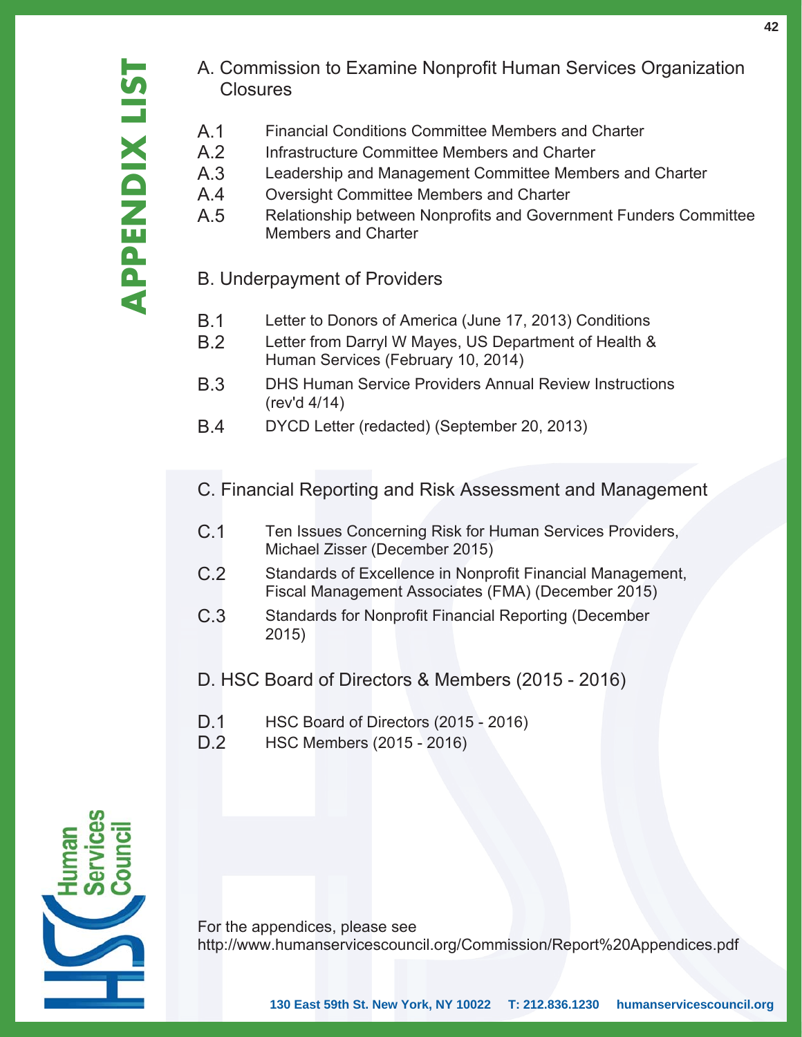# APPENDIX LIST

## A. Commission to Examine Nonprofit Human Services Organization Closures

- A.1 Financial Conditions Committee Members and Charter
- A.2 Infrastructure Committee Members and Charter
- A.3 Leadership and Management Committee Members and Charter
- A.4 Oversight Committee Members and Charter
- A.5 Relationship between Nonprofits and Government Funders Committee Members and Charter

## B. Underpayment of Providers

- B.1 Letter to Donors of America (June 17, 2013) Conditions
- B.2 Letter from Darryl W Mayes, US Department of Health & Human Services (February 10, 2014)
- B.3 DHS Human Service Providers Annual Review Instructions (rev'd 4/14)
- B.4 DYCD Letter (redacted) (September 20, 2013)

## C. Financial Reporting and Risk Assessment and Management

- C.1 Ten Issues Concerning Risk for Human Services Providers, Michael Zisser (December 2015)
- C.2 Standards of Excellence in Nonprofit Financial Management, Fiscal Management Associates (FMA) (December 2015)
- C.3 Standards for Nonprofit Financial Reporting (December 2015)

## D. HSC Board of Directors & Members (2015 - 2016)

- D.1 HSC Board of Directors (2015 - 2016)
- D.2 HSC Members (2015 - 2016)

For the appendices, please see http://www.humanservicescouncil.org/Commission/Report%20Appendices.pdf

Human Services Council

130 East 59th St. New York, NY 10022 T: 212.836.1230 humanservicescouncil.org